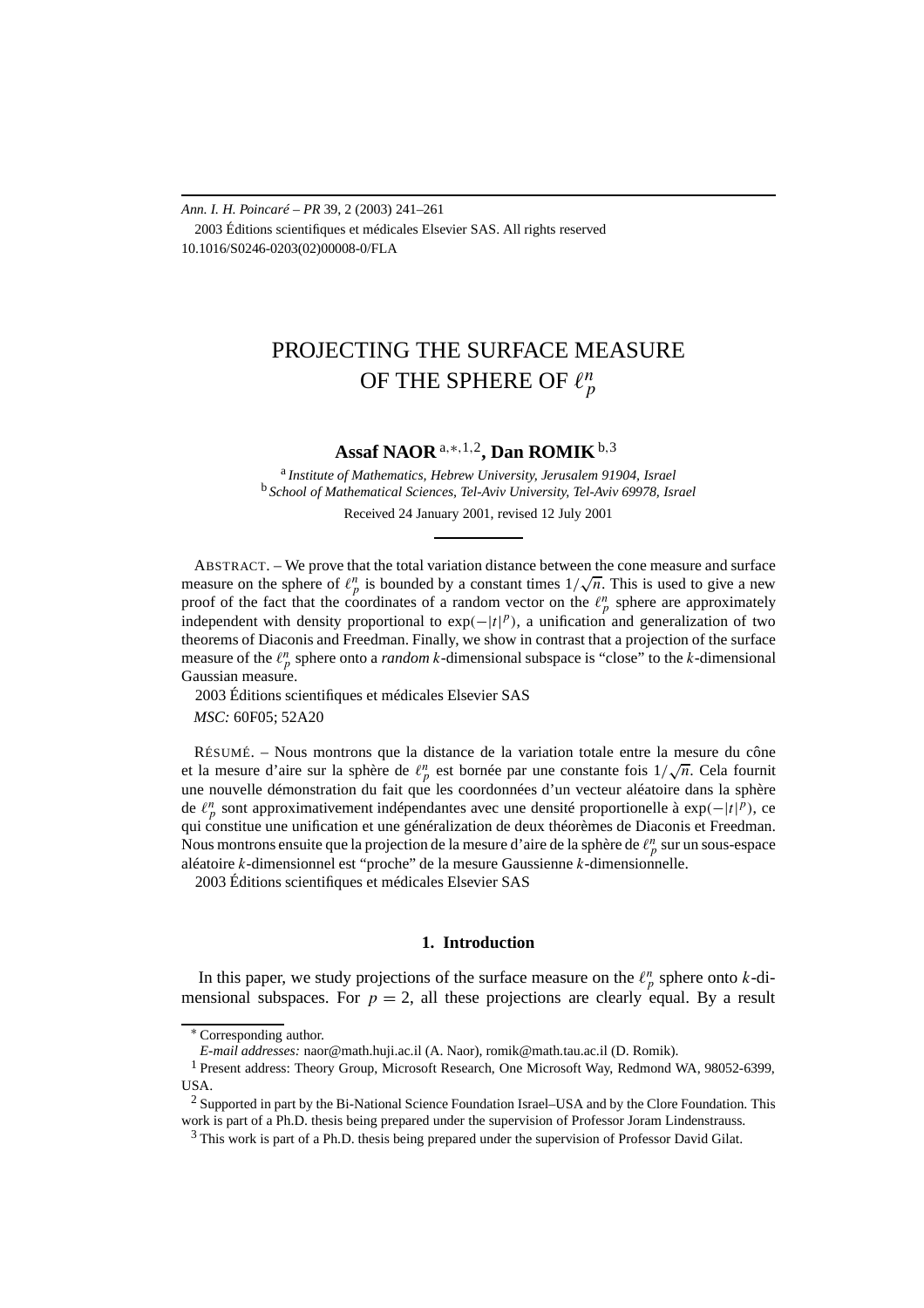*Ann. I. H. Poincaré – PR* 39, 2 (2003) 241–261
2003 Éditions scientifiques et médicales Elsevier SAS. All rights reserved
10.1016/S0246-0203(02)00008-0/FLA

# PROJECTING THE SURFACE MEASURE OF THE SPHERE OF $\ell_p^n$

**Assaf NAOR** [a,*,1,2], **Dan ROMIK** [b,3]

[a] *Institute of Mathematics, Hebrew University, Jerusalem 91904, Israel*
[b] *School of Mathematical Sciences, Tel-Aviv University, Tel-Aviv 69978, Israel*

Received 24 January 2001, revised 12 July 2001

ABSTRACT. – We prove that the total variation distance between the cone measure and surface measure on the sphere of $\ell_p^n$ is bounded by a constant times $1/\sqrt{n}$. This is used to give a new proof of the fact that the coordinates of a random vector on the $\ell_p^n$ sphere are approximately independent with density proportional to $\exp(-|t|^p)$, a unification and generalization of two theorems of Diaconis and Freedman. Finally, we show in contrast that a projection of the surface measure of the $\ell_p^n$ sphere onto a *random* $k$-dimensional subspace is "close" to the $k$-dimensional Gaussian measure.

2003 Éditions scientifiques et médicales Elsevier SAS

*MSC:* 60F05; 52A20

RÉSUMÉ. – Nous montrons que la distance de la variation totale entre la mesure du cône et la mesure d'aire sur la sphère de $\ell_p^n$ est bornée par une constante fois $1/\sqrt{n}$. Cela fournit une nouvelle démonstration du fait que les coordonnées d'un vecteur aléatoire dans la sphère de $\ell_p^n$ sont approximativement indépendantes avec une densité proportionelle à $\exp(-|t|^p)$, ce qui constitue une unification et une généralization de deux théorèmes de Diaconis and Freedman. Nous montrons ensuite que la projection de la mesure d'aire de la sphère de $\ell_p^n$ sur un sous-espace aléatoire $k$-dimensionnel est "proche" de la mesure Gaussienne $k$-dimensionnelle.

2003 Éditions scientifiques et médicales Elsevier SAS

## 1. Introduction

In this paper, we study projections of the surface measure on the $\ell_p^n$ sphere onto $k$-dimensional subspaces. For $p = 2$, all these projections are clearly equal. By a result

---

* Corresponding author.

*E-mail addresses:* naor@math.huji.ac.il (A. Naor), romik@math.tau.ac.il (D. Romik).

[1] Present address: Theory Group, Microsoft Research, One Microsoft Way, Redmond WA, 98052-6399, USA.

[2] Supported in part by the Bi-National Science Foundation Israel–USA and by the Clore Foundation. This work is part of a Ph.D. thesis being prepared under the supervision of Professor Joram Lindenstrauss.

[3] This work is part of a Ph.D. thesis being prepared under the supervision of Professor David Gilat.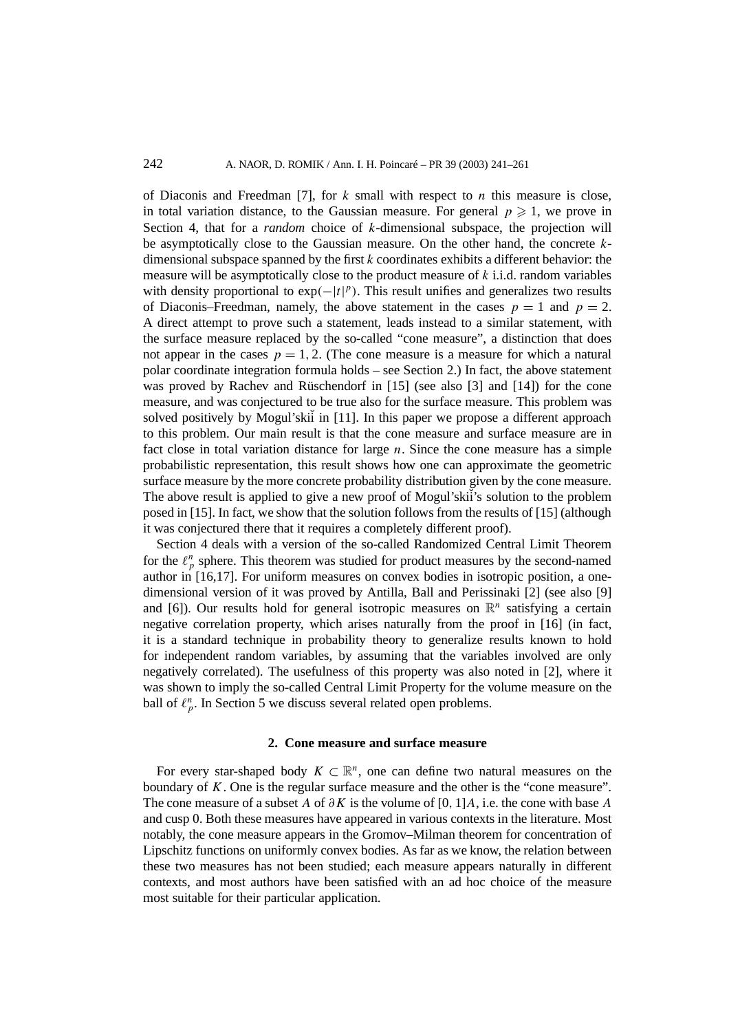of Diaconis and Freedman [7], for $k$ small with respect to $n$ this measure is close, in total variation distance, to the Gaussian measure. For general $p \geqslant 1$, we prove in Section 4, that for a *random* choice of $k$-dimensional subspace, the projection will be asymptotically close to the Gaussian measure. On the other hand, the concrete $k$-dimensional subspace spanned by the first $k$ coordinates exhibits a different behavior: the measure will be asymptotically close to the product measure of $k$ i.i.d. random variables with density proportional to $\exp(-|t|^p)$. This result unifies and generalizes two results of Diaconis–Freedman, namely, the above statement in the cases $p = 1$ and $p = 2$. A direct attempt to prove such a statement, leads instead to a similar statement, with the surface measure replaced by the so-called "cone measure", a distinction that does not appear in the cases $p = 1, 2$. (The cone measure is a measure for which a natural polar coordinate integration formula holds – see Section 2.) In fact, the above statement was proved by Rachev and Rüschendorf in [15] (see also [3] and [14]) for the cone measure, and was conjectured to be true also for the surface measure. This problem was solved positively by Mogul'skiǐ in [11]. In this paper we propose a different approach to this problem. Our main result is that the cone measure and surface measure are in fact close in total variation distance for large $n$. Since the cone measure has a simple probabilistic representation, this result shows how one can approximate the geometric surface measure by the more concrete probability distribution given by the cone measure. The above result is applied to give a new proof of Mogul'skiǐ's solution to the problem posed in [15]. In fact, we show that the solution follows from the results of [15] (although it was conjectured there that it requires a completely different proof).

Section 4 deals with a version of the so-called Randomized Central Limit Theorem for the $\ell_p^n$ sphere. This theorem was studied for product measures by the second-named author in [16,17]. For uniform measures on convex bodies in isotropic position, a one-dimensional version of it was proved by Antilla, Ball and Perissinaki [2] (see also [9] and [6]). Our results hold for general isotropic measures on $\mathbb{R}^n$ satisfying a certain negative correlation property, which arises naturally from the proof in [16] (in fact, it is a standard technique in probability theory to generalize results known to hold for independent random variables, by assuming that the variables involved are only negatively correlated). The usefulness of this property was also noted in [2], where it was shown to imply the so-called Central Limit Property for the volume measure on the ball of $\ell_p^n$. In Section 5 we discuss several related open problems.

## 2. Cone measure and surface measure

For every star-shaped body $K \subset \mathbb{R}^n$, one can define two natural measures on the boundary of $K$. One is the regular surface measure and the other is the "cone measure". The cone measure of a subset $A$ of $\partial K$ is the volume of $[0, 1]A$, i.e. the cone with base $A$ and cusp 0. Both these measures have appeared in various contexts in the literature. Most notably, the cone measure appears in the Gromov–Milman theorem for concentration of Lipschitz functions on uniformly convex bodies. As far as we know, the relation between these two measures has not been studied; each measure appears naturally in different contexts, and most authors have been satisfied with an ad hoc choice of the measure most suitable for their particular application.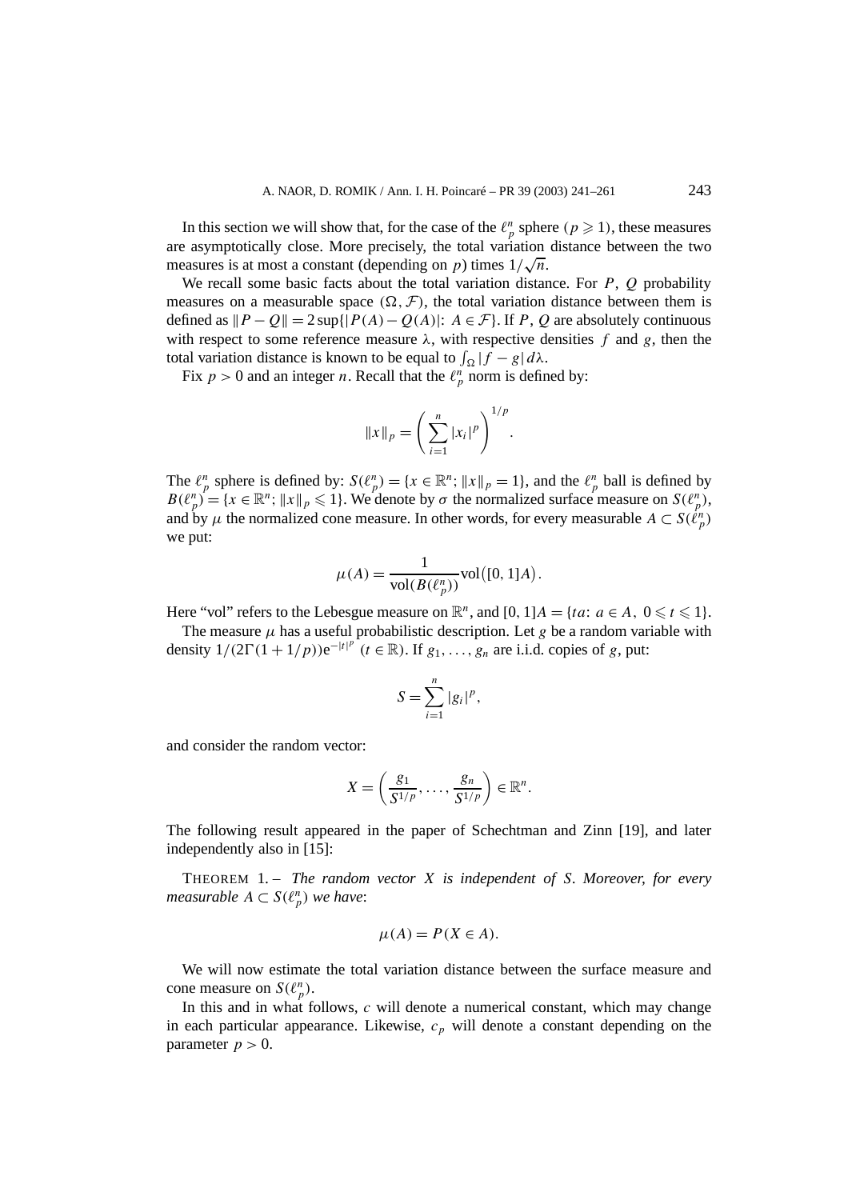In this section we will show that, for the case of the $\ell_p^n$ sphere ($p \geqslant 1$), these measures are asymptotically close. More precisely, the total variation distance between the two measures is at most a constant (depending on $p$) times $1/\sqrt{n}$.

We recall some basic facts about the total variation distance. For $P$, $Q$ probability measures on a measurable space $(\Omega, \mathcal{F})$, the total variation distance between them is defined as $\|P - Q\| = 2\sup\{|P(A) - Q(A)|\colon A \in \mathcal{F}\}$. If $P$, $Q$ are absolutely continuous with respect to some reference measure $\lambda$, with respective densities $f$ and $g$, then the total variation distance is known to be equal to $\int_\Omega |f - g|\, d\lambda$.

Fix $p > 0$ and an integer $n$. Recall that the $\ell_p^n$ norm is defined by:

$$\|x\|_p = \left(\sum_{i=1}^n |x_i|^p\right)^{1/p}.$$

The $\ell_p^n$ sphere is defined by: $S(\ell_p^n) = \{x \in \mathbb{R}^n;\ \|x\|_p = 1\}$, and the $\ell_p^n$ ball is defined by $B(\ell_p^n) = \{x \in \mathbb{R}^n;\ \|x\|_p \leqslant 1\}$. We denote by $\sigma$ the normalized surface measure on $S(\ell_p^n)$, and by $\mu$ the normalized cone measure. In other words, for every measurable $A \subset S(\ell_p^n)$ we put:

$$\mu(A) = \frac{1}{\operatorname{vol}(B(\ell_p^n))}\operatorname{vol}\bigl([0,1]A\bigr).$$

Here "vol" refers to the Lebesgue measure on $\mathbb{R}^n$, and $[0,1]A = \{ta\colon a \in A,\ 0 \leqslant t \leqslant 1\}$.

The measure $\mu$ has a useful probabilistic description. Let $g$ be a random variable with density $1/(2\Gamma(1 + 1/p))e^{-|t|^p}$ ($t \in \mathbb{R}$). If $g_1, \ldots, g_n$ are i.i.d. copies of $g$, put:

$$S = \sum_{i=1}^n |g_i|^p,$$

and consider the random vector:

$$X = \left(\frac{g_1}{S^{1/p}}, \ldots, \frac{g_n}{S^{1/p}}\right) \in \mathbb{R}^n.$$

The following result appeared in the paper of Schechtman and Zinn [19], and later independently also in [15]:

THEOREM 1. – *The random vector $X$ is independent of $S$. Moreover, for every measurable $A \subset S(\ell_p^n)$ we have*:

$$\mu(A) = P(X \in A).$$

We will now estimate the total variation distance between the surface measure and cone measure on $S(\ell_p^n)$.

In this and in what follows, $c$ will denote a numerical constant, which may change in each particular appearance. Likewise, $c_p$ will denote a constant depending on the parameter $p > 0$.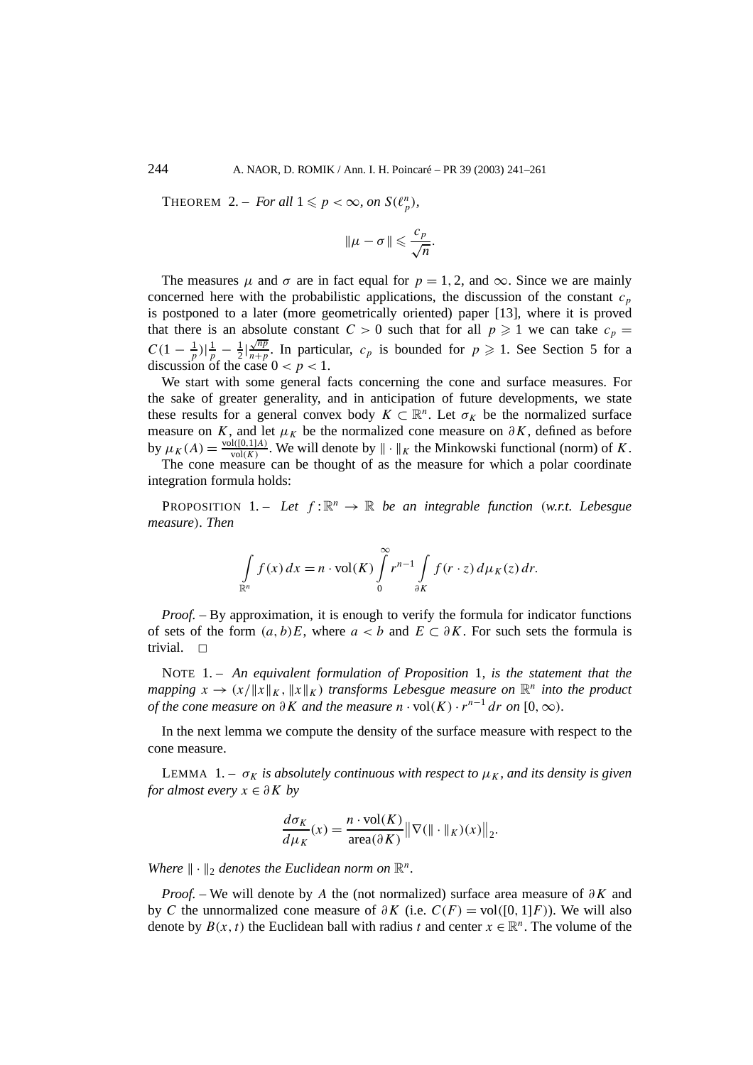THEOREM 2. – *For all* $1 \leqslant p < \infty$, *on* $S(\ell_p^n)$,

$$\|\mu - \sigma\| \leqslant \frac{c_p}{\sqrt{n}}.$$

The measures $\mu$ and $\sigma$ are in fact equal for $p = 1, 2$, and $\infty$. Since we are mainly concerned here with the probabilistic applications, the discussion of the constant $c_p$ is postponed to a later (more geometrically oriented) paper [13], where it is proved that there is an absolute constant $C > 0$ such that for all $p \geqslant 1$ we can take $c_p = C(1 - \frac{1}{p})|\frac{1}{p} - \frac{1}{2}|\frac{\sqrt{np}}{n+p}$. In particular, $c_p$ is bounded for $p \geqslant 1$. See Section 5 for a discussion of the case $0 < p < 1$.

We start with some general facts concerning the cone and surface measures. For the sake of greater generality, and in anticipation of future developments, we state these results for a general convex body $K \subset \mathbb{R}^n$. Let $\sigma_K$ be the normalized surface measure on $K$, and let $\mu_K$ be the normalized cone measure on $\partial K$, defined as before by $\mu_K(A) = \frac{\mathrm{vol}([0,1]A)}{\mathrm{vol}(K)}$. We will denote by $\|\cdot\|_K$ the Minkowski functional (norm) of $K$.

The cone measure can be thought of as the measure for which a polar coordinate integration formula holds:

PROPOSITION 1. – *Let* $f : \mathbb{R}^n \to \mathbb{R}$ *be an integrable function* (*w.r.t. Lebesgue measure*). *Then*

$$\int_{\mathbb{R}^n} f(x)\,dx = n \cdot \mathrm{vol}(K) \int_0^\infty r^{n-1} \int_{\partial K} f(r \cdot z)\,d\mu_K(z)\,dr.$$

*Proof.* – By approximation, it is enough to verify the formula for indicator functions of sets of the form $(a,b)E$, where $a < b$ and $E \subset \partial K$. For such sets the formula is trivial. $\square$

NOTE 1. – *An equivalent formulation of Proposition* 1, *is the statement that the mapping* $x \to (x/\|x\|_K, \|x\|_K)$ *transforms Lebesgue measure on* $\mathbb{R}^n$ *into the product of the cone measure on* $\partial K$ *and the measure* $n \cdot \mathrm{vol}(K) \cdot r^{n-1}\,dr$ *on* $[0, \infty)$.

In the next lemma we compute the density of the surface measure with respect to the cone measure.

LEMMA 1. – $\sigma_K$ *is absolutely continuous with respect to* $\mu_K$, *and its density is given for almost every* $x \in \partial K$ *by*

$$\frac{d\sigma_K}{d\mu_K}(x) = \frac{n \cdot \mathrm{vol}(K)}{\mathrm{area}(\partial K)} \big\|\nabla(\|\cdot\|_K)(x)\big\|_2.$$

*Where* $\|\cdot\|_2$ *denotes the Euclidean norm on* $\mathbb{R}^n$.

*Proof.* – We will denote by $A$ the (not normalized) surface area measure of $\partial K$ and by $C$ the unnormalized cone measure of $\partial K$ (i.e. $C(F) = \mathrm{vol}([0,1]F)$). We will also denote by $B(x,t)$ the Euclidean ball with radius $t$ and center $x \in \mathbb{R}^n$. The volume of the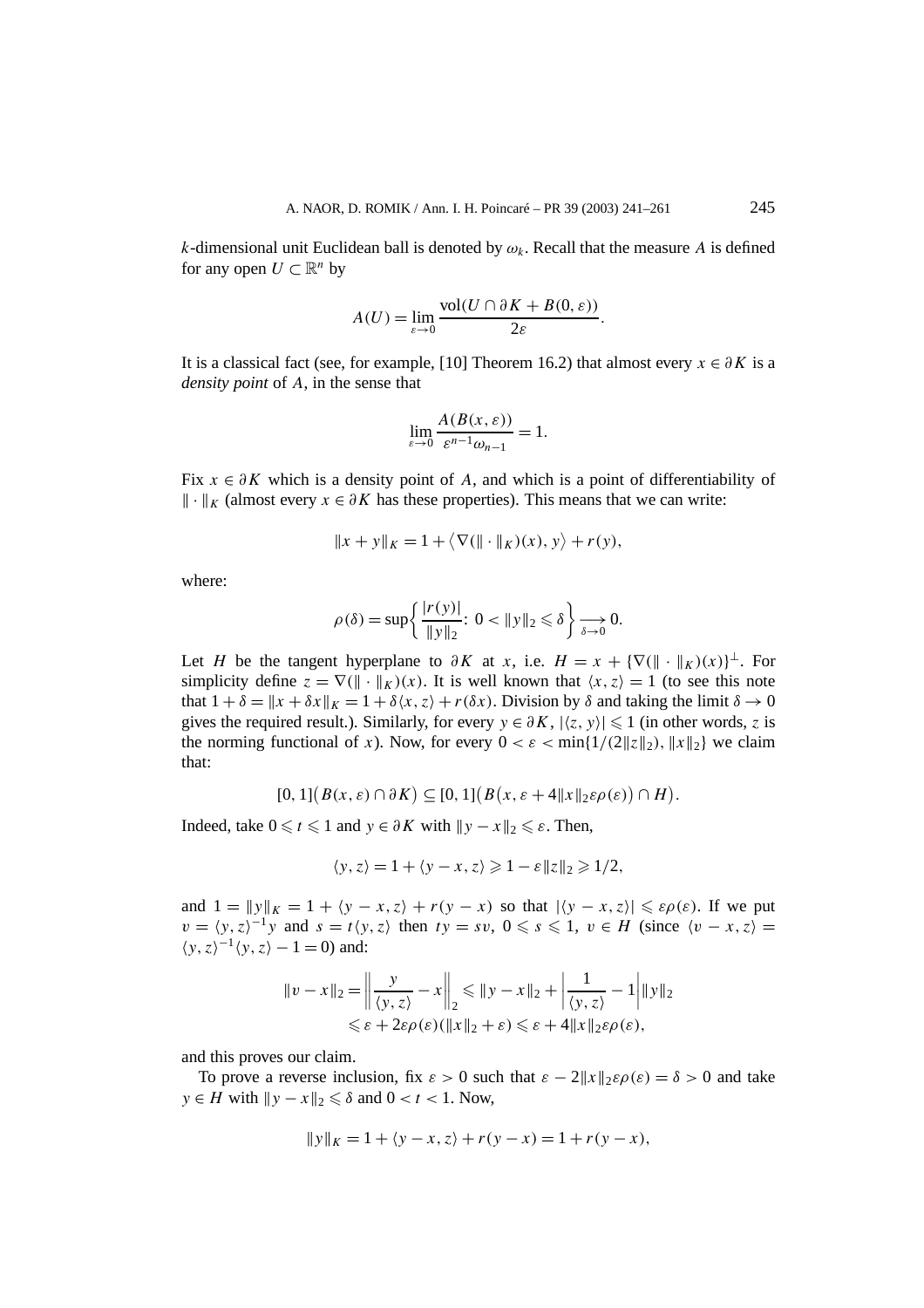$k$-dimensional unit Euclidean ball is denoted by $\omega_k$. Recall that the measure $A$ is defined for any open $U \subset \mathbb{R}^n$ by

$$A(U) = \lim_{\varepsilon \to 0} \frac{\mathrm{vol}(U \cap \partial K + B(0, \varepsilon))}{2\varepsilon}.$$

It is a classical fact (see, for example, [10] Theorem 16.2) that almost every $x \in \partial K$ is a *density point* of $A$, in the sense that

$$\lim_{\varepsilon \to 0} \frac{A(B(x, \varepsilon))}{\varepsilon^{n-1}\omega_{n-1}} = 1.$$

Fix $x \in \partial K$ which is a density point of $A$, and which is a point of differentiability of $\| \cdot \|_K$ (almost every $x \in \partial K$ has these properties). This means that we can write:

$$\|x + y\|_K = 1 + \langle \nabla(\| \cdot \|_K)(x), y \rangle + r(y),$$

where:

$$\rho(\delta) = \sup\left\{ \frac{|r(y)|}{\|y\|_2} \colon 0 < \|y\|_2 \leqslant \delta \right\} \xrightarrow[\delta \to 0]{} 0.$$

Let $H$ be the tangent hyperplane to $\partial K$ at $x$, i.e. $H = x + \{\nabla(\| \cdot \|_K)(x)\}^{\perp}$. For simplicity define $z = \nabla(\| \cdot \|_K)(x)$. It is well known that $\langle x, z \rangle = 1$ (to see this note that $1 + \delta = \|x + \delta x\|_K = 1 + \delta\langle x, z \rangle + r(\delta x)$. Division by $\delta$ and taking the limit $\delta \to 0$ gives the required result.). Similarly, for every $y \in \partial K$, $|\langle z, y \rangle| \leqslant 1$ (in other words, $z$ is the norming functional of $x$). Now, for every $0 < \varepsilon < \min\{1/(2\|z\|_2), \|x\|_2\}$ we claim that:

$$[0, 1]\big(B(x, \varepsilon) \cap \partial K\big) \subseteq [0, 1]\big(B\big(x, \varepsilon + 4\|x\|_2 \varepsilon \rho(\varepsilon)\big) \cap H\big).$$

Indeed, take $0 \leqslant t \leqslant 1$ and $y \in \partial K$ with $\|y - x\|_2 \leqslant \varepsilon$. Then,

$$\langle y, z \rangle = 1 + \langle y - x, z \rangle \geqslant 1 - \varepsilon\|z\|_2 \geqslant 1/2,$$

and $1 = \|y\|_K = 1 + \langle y - x, z \rangle + r(y - x)$ so that $|\langle y - x, z \rangle| \leqslant \varepsilon\rho(\varepsilon)$. If we put $v = \langle y, z \rangle^{-1} y$ and $s = t\langle y, z \rangle$ then $ty = sv$, $0 \leqslant s \leqslant 1$, $v \in H$ (since $\langle v - x, z \rangle = \langle y, z \rangle^{-1}\langle y, z \rangle - 1 = 0$) and:

$$\begin{aligned}\|v - x\|_2 = \left\| \frac{y}{\langle y, z \rangle} - x \right\|_2 &\leqslant \|y - x\|_2 + \left| \frac{1}{\langle y, z \rangle} - 1 \right| \|y\|_2 \\ &\leqslant \varepsilon + 2\varepsilon\rho(\varepsilon)(\|x\|_2 + \varepsilon) \leqslant \varepsilon + 4\|x\|_2 \varepsilon \rho(\varepsilon),\end{aligned}$$

and this proves our claim.

To prove a reverse inclusion, fix $\varepsilon > 0$ such that $\varepsilon - 2\|x\|_2 \varepsilon \rho(\varepsilon) = \delta > 0$ and take $y \in H$ with $\|y - x\|_2 \leqslant \delta$ and $0 < t < 1$. Now,

$$\|y\|_K = 1 + \langle y - x, z \rangle + r(y - x) = 1 + r(y - x),$$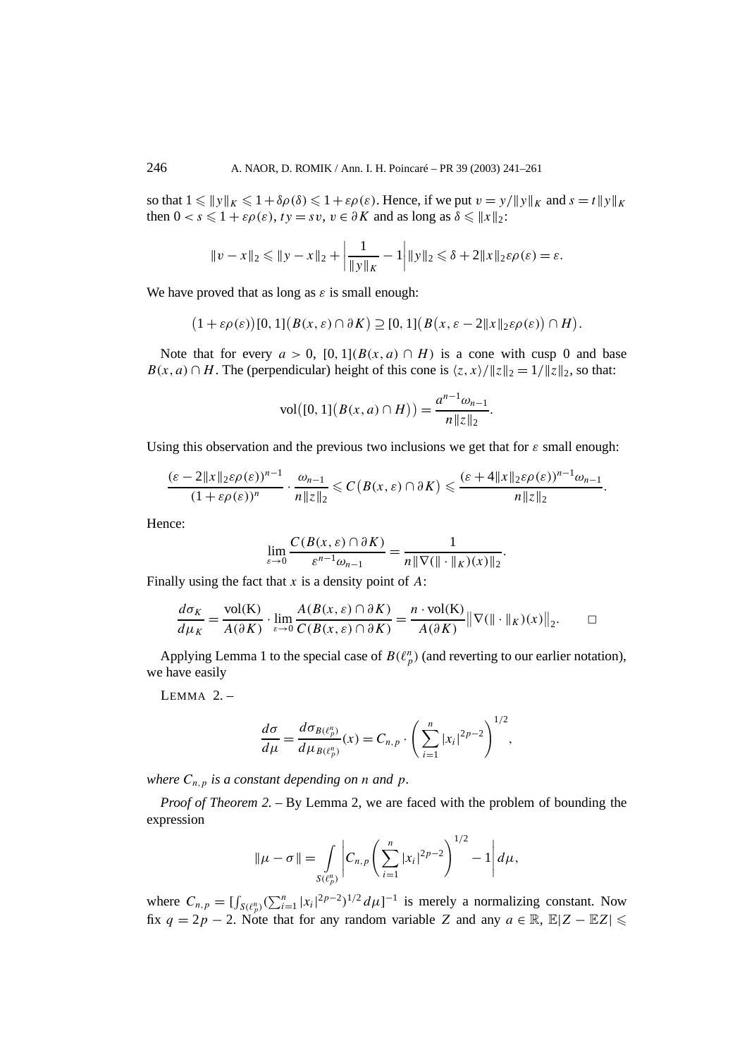so that $1 \leqslant \|y\|_K \leqslant 1+\delta\rho(\delta) \leqslant 1+\varepsilon\rho(\varepsilon)$. Hence, if we put $v = y/\|y\|_K$ and $s = t\|y\|_K$ then $0 < s \leqslant 1+\varepsilon\rho(\varepsilon)$, $ty = sv$, $v \in \partial K$ and as long as $\delta \leqslant \|x\|_2$:

$$\|v - x\|_2 \leqslant \|y - x\|_2 + \left|\frac{1}{\|y\|_K} - 1\right| \|y\|_2 \leqslant \delta + 2\|x\|_2 \varepsilon\rho(\varepsilon) = \varepsilon.$$

We have proved that as long as $\varepsilon$ is small enough:

$$\big(1+\varepsilon\rho(\varepsilon)\big)[0,1]\big(B(x,\varepsilon)\cap \partial K\big) \supseteq [0,1]\big(B\big(x, \varepsilon - 2\|x\|_2\varepsilon\rho(\varepsilon)\big)\cap H\big).$$

Note that for every $a > 0$, $[0,1](B(x,a)\cap H)$ is a cone with cusp 0 and base $B(x,a)\cap H$. The (perpendicular) height of this cone is $\langle z, x\rangle/\|z\|_2 = 1/\|z\|_2$, so that:

$$\operatorname{vol}\big([0,1]\big(B(x,a)\cap H\big)\big) = \frac{a^{n-1}\omega_{n-1}}{n\|z\|_2}.$$

Using this observation and the previous two inclusions we get that for $\varepsilon$ small enough:

$$\frac{(\varepsilon - 2\|x\|_2\varepsilon\rho(\varepsilon))^{n-1}}{(1+\varepsilon\rho(\varepsilon))^n}\cdot\frac{\omega_{n-1}}{n\|z\|_2} \leqslant C\big(B(x,\varepsilon)\cap\partial K\big) \leqslant \frac{(\varepsilon + 4\|x\|_2\varepsilon\rho(\varepsilon))^{n-1}\omega_{n-1}}{n\|z\|_2}.$$

Hence:

$$\lim_{\varepsilon\to 0}\frac{C(B(x,\varepsilon)\cap\partial K)}{\varepsilon^{n-1}\omega_{n-1}} = \frac{1}{n\|\nabla(\|\cdot\|_K)(x)\|_2}.$$

Finally using the fact that $x$ is a density point of $A$:

$$\frac{d\sigma_K}{d\mu_K} = \frac{\operatorname{vol(K)}}{A(\partial K)}\cdot\lim_{\varepsilon\to 0}\frac{A(B(x,\varepsilon)\cap\partial K)}{C(B(x,\varepsilon)\cap\partial K)} = \frac{n\cdot\operatorname{vol(K)}}{A(\partial K)}\big\|\nabla(\|\cdot\|_K)(x)\big\|_2. \qquad \square$$

Applying Lemma 1 to the special case of $B(\ell_p^n)$ (and reverting to our earlier notation), we have easily

LEMMA 2. – 

$$\frac{d\sigma}{d\mu} = \frac{d\sigma_{B(\ell_p^n)}}{d\mu_{B(\ell_p^n)}}(x) = C_{n,p}\cdot\left(\sum_{i=1}^n |x_i|^{2p-2}\right)^{1/2},$$

*where $C_{n,p}$ is a constant depending on $n$ and $p$.*

*Proof of Theorem 2.* – By Lemma 2, we are faced with the problem of bounding the expression

$$\|\mu - \sigma\| = \int_{S(\ell_p^n)}\left|C_{n,p}\left(\sum_{i=1}^n |x_i|^{2p-2}\right)^{1/2} - 1\right| d\mu,$$

where $C_{n,p} = [\int_{S(\ell_p^n)}(\sum_{i=1}^n |x_i|^{2p-2})^{1/2}\,d\mu]^{-1}$ is merely a normalizing constant. Now fix $q = 2p-2$. Note that for any random variable $Z$ and any $a\in\mathbb{R}$, $\mathbb{E}|Z-\mathbb{E}Z| \leqslant$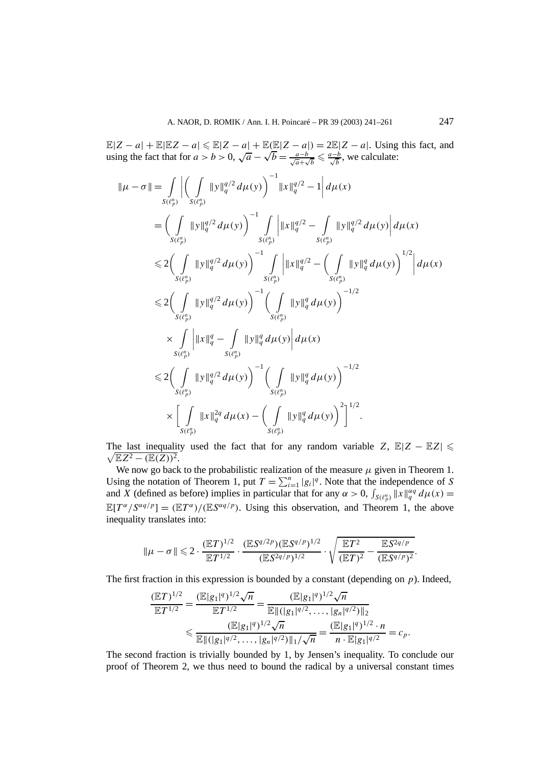$\mathbb{E}|Z-a| + \mathbb{E}|\mathbb{E}Z - a| \leqslant \mathbb{E}|Z-a| + \mathbb{E}(\mathbb{E}|Z-a|) = 2\mathbb{E}|Z-a|$. Using this fact, and using the fact that for $a > b > 0$, $\sqrt{a} - \sqrt{b} = \frac{a-b}{\sqrt{a}+\sqrt{b}} \leqslant \frac{a-b}{\sqrt{b}}$, we calculate:

$$
\begin{aligned}
\|\mu - \sigma\| &= \int_{S(\ell_p^n)} \left| \left( \int_{S(\ell_p^n)} \|y\|_q^{q/2} \, d\mu(y) \right)^{-1} \|x\|_q^{q/2} - 1 \right| d\mu(x) \\
&= \left( \int_{S(\ell_p^n)} \|y\|_q^{q/2} \, d\mu(y) \right)^{-1} \int_{S(\ell_p^n)} \left| \|x\|_q^{q/2} - \int_{S(\ell_p^n)} \|y\|_q^{q/2} \, d\mu(y) \right| d\mu(x) \\
&\leqslant 2 \left( \int_{S(\ell_p^n)} \|y\|_q^{q/2} \, d\mu(y) \right)^{-1} \int_{S(\ell_p^n)} \left| \|x\|_q^{q/2} - \left( \int_{S(\ell_p^n)} \|y\|_q^{q} \, d\mu(y) \right)^{1/2} \right| d\mu(x) \\
&\leqslant 2 \left( \int_{S(\ell_p^n)} \|y\|_q^{q/2} \, d\mu(y) \right)^{-1} \left( \int_{S(\ell_p^n)} \|y\|_q^{q} \, d\mu(y) \right)^{-1/2} \\
&\quad \times \int_{S(\ell_p^n)} \left| \|x\|_q^{q} - \int_{S(\ell_p^n)} \|y\|_q^{q} \, d\mu(y) \right| d\mu(x) \\
&\leqslant 2 \left( \int_{S(\ell_p^n)} \|y\|_q^{q/2} \, d\mu(y) \right)^{-1} \left( \int_{S(\ell_p^n)} \|y\|_q^{q} \, d\mu(y) \right)^{-1/2} \\
&\quad \times \left[ \int_{S(\ell_p^n)} \|x\|_q^{2q} \, d\mu(x) - \left( \int_{S(\ell_p^n)} \|y\|_q^{q} \, d\mu(y) \right)^2 \right]^{1/2}.
\end{aligned}
$$

The last inequality used the fact that for any random variable $Z$, $\mathbb{E}|Z - \mathbb{E}Z| \leqslant \sqrt{\mathbb{E}Z^2 - (\mathbb{E}(Z))^2}$.

We now go back to the probabilistic realization of the measure $\mu$ given in Theorem 1. Using the notation of Theorem 1, put $T = \sum_{i=1}^n |g_i|^q$. Note that the independence of $S$ and $X$ (defined as before) implies in particular that for any $\alpha > 0$, $\int_{S(\ell_p^n)} \|x\|_q^{\alpha q} \, d\mu(x) = \mathbb{E}[T^\alpha / S^{\alpha q/p}] = (\mathbb{E}T^\alpha)/(\mathbb{E}S^{\alpha q/p})$. Using this observation, and Theorem 1, the above inequality translates into:

$$
\|\mu - \sigma\| \leqslant 2 \cdot \frac{(\mathbb{E}T)^{1/2}}{\mathbb{E}T^{1/2}} \cdot \frac{(\mathbb{E}S^{q/2p})(\mathbb{E}S^{q/p})^{1/2}}{(\mathbb{E}S^{2q/p})^{1/2}} \cdot \sqrt{\frac{\mathbb{E}T^2}{(\mathbb{E}T)^2} - \frac{\mathbb{E}S^{2q/p}}{(\mathbb{E}S^{q/p})^2}}.
$$

The first fraction in this expression is bounded by a constant (depending on $p$). Indeed,

$$
\begin{aligned}
\frac{(\mathbb{E}T)^{1/2}}{\mathbb{E}T^{1/2}} &= \frac{(\mathbb{E}|g_1|^q)^{1/2}\sqrt{n}}{\mathbb{E}T^{1/2}} = \frac{(\mathbb{E}|g_1|^q)^{1/2}\sqrt{n}}{\mathbb{E}\|(|g_1|^{q/2}, \ldots, |g_n|^{q/2})\|_2} \\
&\leqslant \frac{(\mathbb{E}|g_1|^q)^{1/2}\sqrt{n}}{\mathbb{E}\|(|g_1|^{q/2}, \ldots, |g_n|^{q/2})\|_1/\sqrt{n}} = \frac{(\mathbb{E}|g_1|^q)^{1/2} \cdot n}{n \cdot \mathbb{E}|g_1|^{q/2}} = c_p.
\end{aligned}
$$

The second fraction is trivially bounded by 1, by Jensen's inequality. To conclude our proof of Theorem 2, we thus need to bound the radical by a universal constant times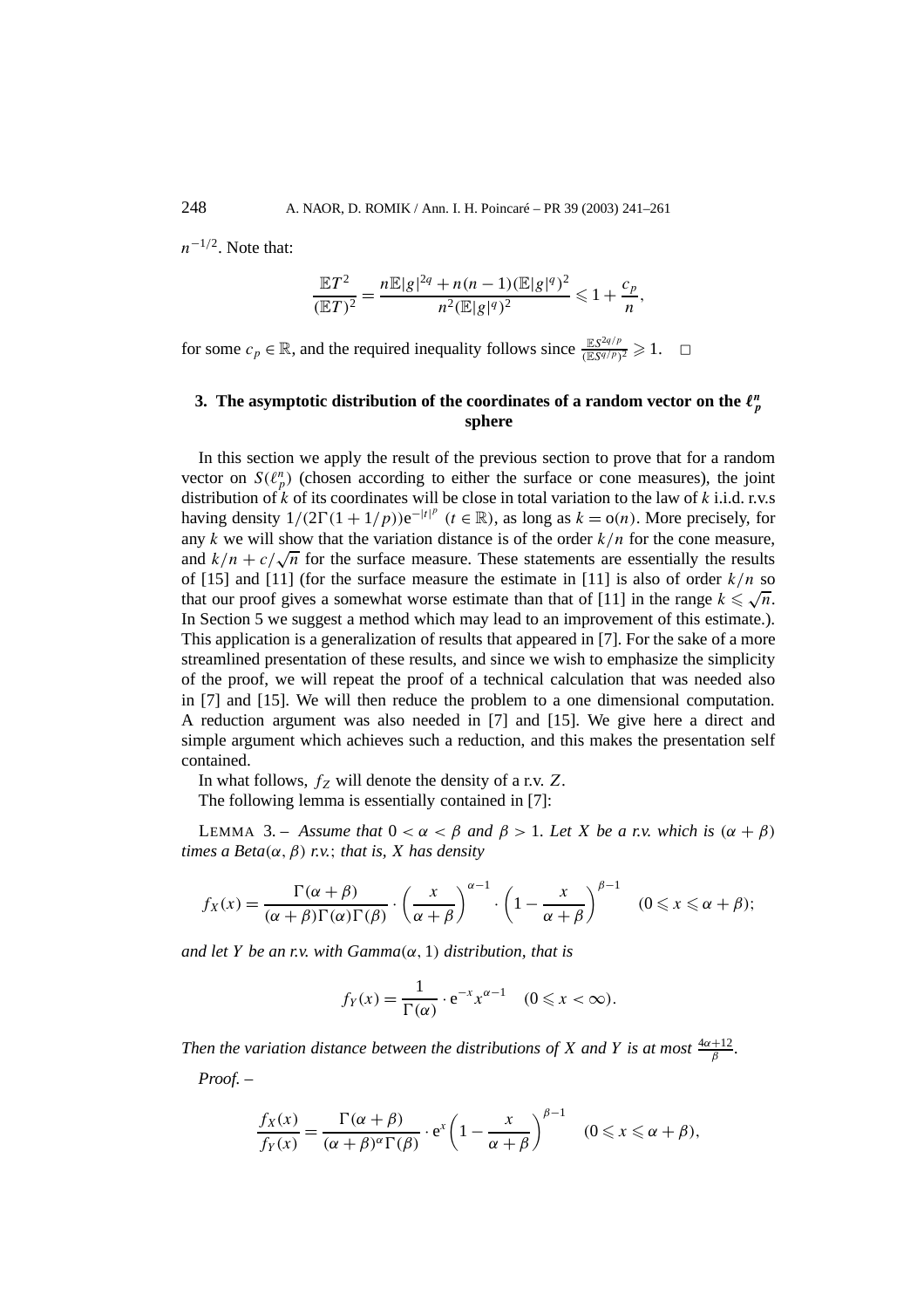$n^{-1/2}$. Note that:

$$\frac{\mathbb{E}T^2}{(\mathbb{E}T)^2} = \frac{n\mathbb{E}|g|^{2q} + n(n-1)(\mathbb{E}|g|^q)^2}{n^2(\mathbb{E}|g|^q)^2} \leqslant 1 + \frac{c_p}{n},$$

for some $c_p \in \mathbb{R}$, and the required inequality follows since $\frac{\mathbb{E}S^{2q/p}}{(\mathbb{E}S^{q/p})^2} \geqslant 1$. $\square$

## 3. The asymptotic distribution of the coordinates of a random vector on the $\ell_p^n$ sphere

In this section we apply the result of the previous section to prove that for a random vector on $S(\ell_p^n)$ (chosen according to either the surface or cone measures), the joint distribution of $k$ of its coordinates will be close in total variation to the law of $k$ i.i.d. r.v.s having density $1/(2\Gamma(1+1/p))\mathrm{e}^{-|t|^p}$ $(t \in \mathbb{R})$, as long as $k = \mathrm{o}(n)$. More precisely, for any $k$ we will show that the variation distance is of the order $k/n$ for the cone measure, and $k/n + c/\sqrt{n}$ for the surface measure. These statements are essentially the results of [15] and [11] (for the surface measure the estimate in [11] is also of order $k/n$ so that our proof gives a somewhat worse estimate than that of [11] in the range $k \leqslant \sqrt{n}$. In Section 5 we suggest a method which may lead to an improvement of this estimate.). This application is a generalization of results that appeared in [7]. For the sake of a more streamlined presentation of these results, and since we wish to emphasize the simplicity of the proof, we will repeat the proof of a technical calculation that was needed also in [7] and [15]. We will then reduce the problem to a one dimensional computation. A reduction argument was also needed in [7] and [15]. We give here a direct and simple argument which achieves such a reduction, and this makes the presentation self contained.

In what follows, $f_Z$ will denote the density of a r.v. $Z$.

The following lemma is essentially contained in [7]:

LEMMA 3. – *Assume that $0 < \alpha < \beta$ and $\beta > 1$. Let $X$ be a r.v. which is $(\alpha + \beta)$ times a Beta$(\alpha, \beta)$ r.v.; that is, $X$ has density*

$$f_X(x) = \frac{\Gamma(\alpha+\beta)}{(\alpha+\beta)\Gamma(\alpha)\Gamma(\beta)} \cdot \left(\frac{x}{\alpha+\beta}\right)^{\alpha-1} \cdot \left(1 - \frac{x}{\alpha+\beta}\right)^{\beta-1} \quad (0 \leqslant x \leqslant \alpha+\beta);$$

*and let $Y$ be an r.v. with Gamma$(\alpha, 1)$ distribution, that is*

$$f_Y(x) = \frac{1}{\Gamma(\alpha)} \cdot \mathrm{e}^{-x} x^{\alpha-1} \quad (0 \leqslant x < \infty).$$

*Then the variation distance between the distributions of $X$ and $Y$ is at most $\frac{4\alpha+12}{\beta}$.*

*Proof.* –

$$\frac{f_X(x)}{f_Y(x)} = \frac{\Gamma(\alpha+\beta)}{(\alpha+\beta)^\alpha \Gamma(\beta)} \cdot \mathrm{e}^x \left(1 - \frac{x}{\alpha+\beta}\right)^{\beta-1} \quad (0 \leqslant x \leqslant \alpha+\beta),$$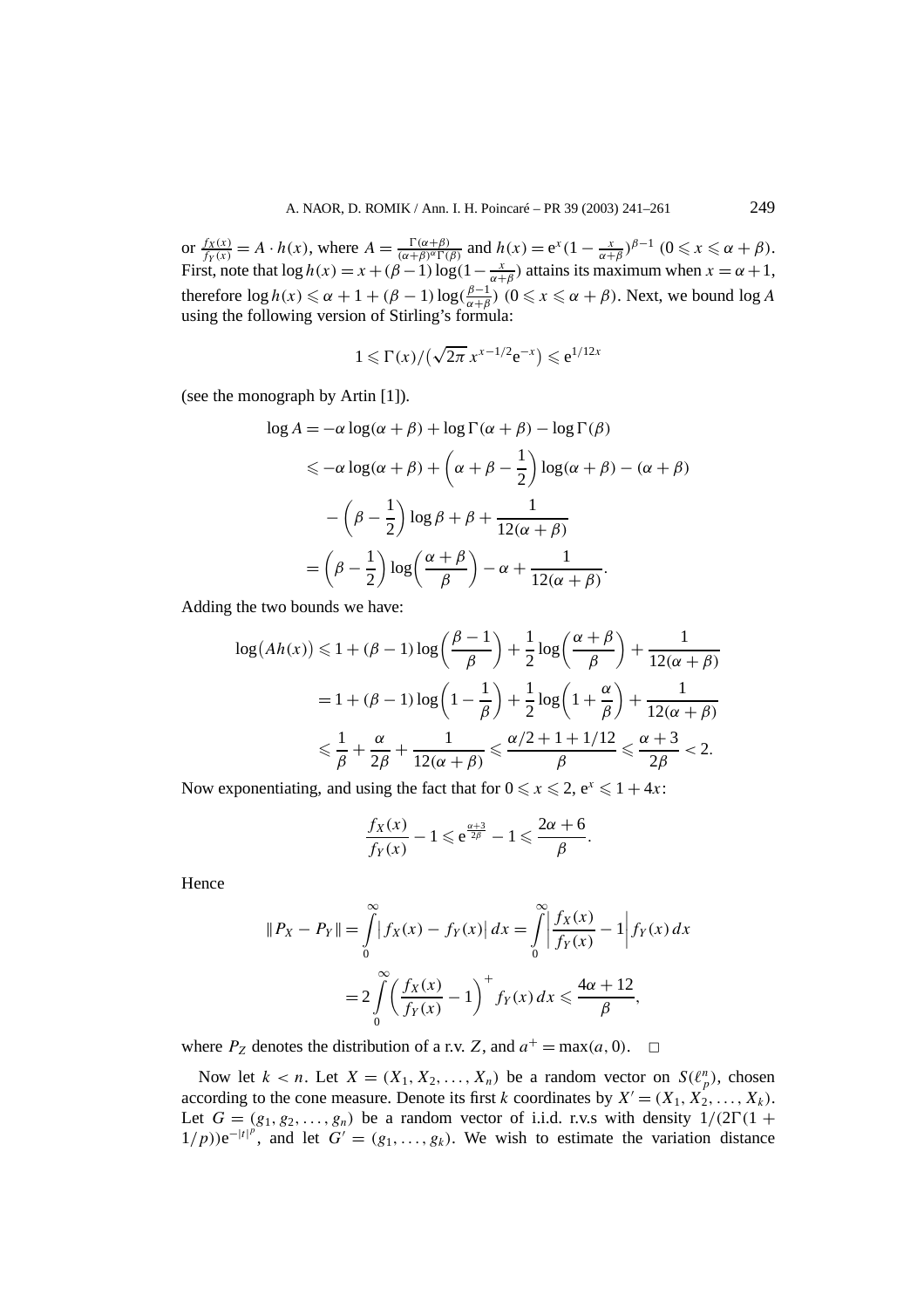or $\frac{f_X(x)}{f_Y(x)} = A \cdot h(x)$, where $A = \frac{\Gamma(\alpha+\beta)}{(\alpha+\beta)^\alpha \Gamma(\beta)}$ and $h(x) = \mathrm{e}^x (1 - \frac{x}{\alpha+\beta})^{\beta-1}$ $(0 \leqslant x \leqslant \alpha+\beta)$. First, note that $\log h(x) = x + (\beta-1)\log(1 - \frac{x}{\alpha+\beta})$ attains its maximum when $x = \alpha+1$, therefore $\log h(x) \leqslant \alpha + 1 + (\beta-1)\log(\frac{\beta-1}{\alpha+\beta})$ $(0 \leqslant x \leqslant \alpha+\beta)$. Next, we bound $\log A$ using the following version of Stirling's formula:

$$1 \leqslant \Gamma(x) / \big(\sqrt{2\pi}\, x^{x-1/2} \mathrm{e}^{-x}\big) \leqslant \mathrm{e}^{1/12x}$$

(see the monograph by Artin [1]).

$$\begin{aligned}
\log A &= -\alpha \log(\alpha+\beta) + \log\Gamma(\alpha+\beta) - \log\Gamma(\beta) \\
&\leqslant -\alpha\log(\alpha+\beta) + \left(\alpha+\beta-\frac{1}{2}\right)\log(\alpha+\beta) - (\alpha+\beta) \\
&\quad - \left(\beta - \frac{1}{2}\right)\log\beta + \beta + \frac{1}{12(\alpha+\beta)} \\
&= \left(\beta-\frac{1}{2}\right)\log\left(\frac{\alpha+\beta}{\beta}\right) - \alpha + \frac{1}{12(\alpha+\beta)}.
\end{aligned}$$

Adding the two bounds we have:

$$\begin{aligned}
\log\big(Ah(x)\big) &\leqslant 1 + (\beta-1)\log\left(\frac{\beta-1}{\beta}\right) + \frac{1}{2}\log\left(\frac{\alpha+\beta}{\beta}\right) + \frac{1}{12(\alpha+\beta)} \\
&= 1 + (\beta-1)\log\left(1 - \frac{1}{\beta}\right) + \frac{1}{2}\log\left(1 + \frac{\alpha}{\beta}\right) + \frac{1}{12(\alpha+\beta)} \\
&\leqslant \frac{1}{\beta} + \frac{\alpha}{2\beta} + \frac{1}{12(\alpha+\beta)} \leqslant \frac{\alpha/2 + 1 + 1/12}{\beta} \leqslant \frac{\alpha+3}{2\beta} < 2.
\end{aligned}$$

Now exponentiating, and using the fact that for $0 \leqslant x \leqslant 2$, $\mathrm{e}^x \leqslant 1 + 4x$:

$$\frac{f_X(x)}{f_Y(x)} - 1 \leqslant \mathrm{e}^{\frac{\alpha+3}{2\beta}} - 1 \leqslant \frac{2\alpha+6}{\beta}.$$

Hence

$$\begin{aligned}
\|P_X - P_Y\| &= \int_0^\infty \big|f_X(x) - f_Y(x)\big|\,dx = \int_0^\infty \left|\frac{f_X(x)}{f_Y(x)} - 1\right| f_Y(x)\,dx \\
&= 2\int_0^\infty \left(\frac{f_X(x)}{f_Y(x)} - 1\right)^+ f_Y(x)\,dx \leqslant \frac{4\alpha+12}{\beta},
\end{aligned}$$

where $P_Z$ denotes the distribution of a r.v. $Z$, and $a^+ = \max(a, 0)$. $\square$

Now let $k < n$. Let $X = (X_1, X_2, \ldots, X_n)$ be a random vector on $S(\ell_p^n)$, chosen according to the cone measure. Denote its first $k$ coordinates by $X' = (X_1, X_2, \ldots, X_k)$. Let $G = (g_1, g_2, \ldots, g_n)$ be a random vector of i.i.d. r.v.s with density $1/(2\Gamma(1 + 1/p))\mathrm{e}^{-|t|^p}$, and let $G' = (g_1, \ldots, g_k)$. We wish to estimate the variation distance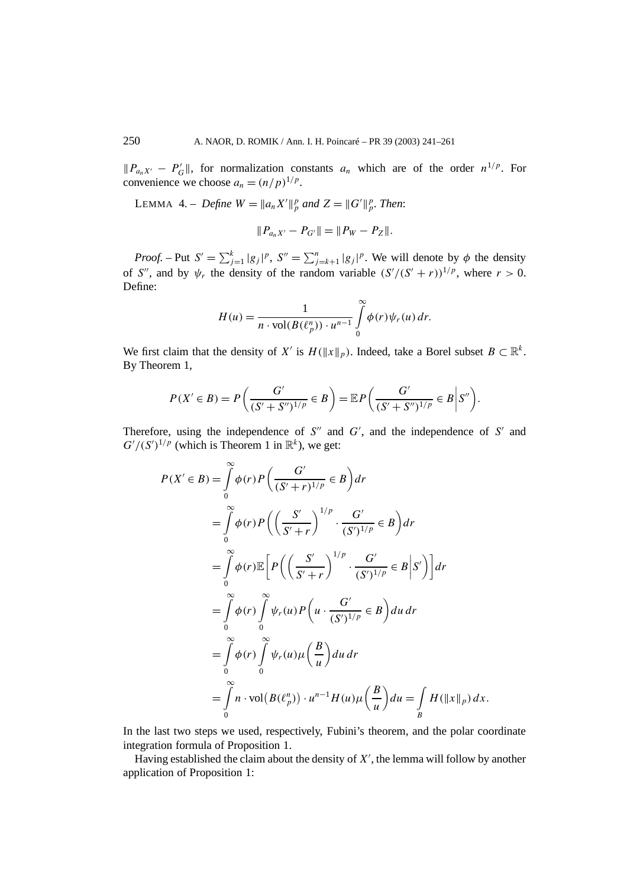$\|P_{a_n X'} - P'_G\|$, for normalization constants $a_n$ which are of the order $n^{1/p}$. For convenience we choose $a_n = (n/p)^{1/p}$.

LEMMA 4. – *Define $W = \|a_n X'\|_p^p$ and $Z = \|G'\|_p^p$. Then*:

$$\|P_{a_n X'} - P_{G'}\| = \|P_W - P_Z\|.$$

*Proof.* – Put $S' = \sum_{j=1}^k |g_j|^p$, $S'' = \sum_{j=k+1}^n |g_j|^p$. We will denote by $\phi$ the density of $S''$, and by $\psi_r$ the density of the random variable $(S'/(S'+r))^{1/p}$, where $r > 0$. Define:

$$H(u) = \frac{1}{n \cdot \mathrm{vol}(B(\ell_p^n)) \cdot u^{n-1}} \int_0^\infty \phi(r)\psi_r(u)\,dr.$$

We first claim that the density of $X'$ is $H(\|x\|_p)$. Indeed, take a Borel subset $B \subset \mathbb{R}^k$. By Theorem 1,

$$P(X' \in B) = P\left(\frac{G'}{(S'+S'')^{1/p}} \in B\right) = \mathbb{E}P\left(\frac{G'}{(S'+S'')^{1/p}} \in B \,\middle|\, S''\right).$$

Therefore, using the independence of $S''$ and $G'$, and the independence of $S'$ and $G'/(S')^{1/p}$ (which is Theorem 1 in $\mathbb{R}^k$), we get:

$$\begin{aligned}
P(X' \in B) &= \int_0^\infty \phi(r) P\left(\frac{G'}{(S'+r)^{1/p}} \in B\right) dr \\
&= \int_0^\infty \phi(r) P\left(\left(\frac{S'}{S'+r}\right)^{1/p} \cdot \frac{G'}{(S')^{1/p}} \in B\right) dr \\
&= \int_0^\infty \phi(r) \mathbb{E}\left[P\left(\left(\frac{S'}{S'+r}\right)^{1/p} \cdot \frac{G'}{(S')^{1/p}} \in B \,\middle|\, S'\right)\right] dr \\
&= \int_0^\infty \phi(r) \int_0^\infty \psi_r(u) P\left(u \cdot \frac{G'}{(S')^{1/p}} \in B\right) du\,dr \\
&= \int_0^\infty \phi(r) \int_0^\infty \psi_r(u) \mu\left(\frac{B}{u}\right) du\,dr \\
&= \int_0^\infty n \cdot \mathrm{vol}\big(B(\ell_p^n)\big) \cdot u^{n-1} H(u) \mu\left(\frac{B}{u}\right) du = \int_B H(\|x\|_p)\,dx.
\end{aligned}$$

In the last two steps we used, respectively, Fubini's theorem, and the polar coordinate integration formula of Proposition 1.

Having established the claim about the density of $X'$, the lemma will follow by another application of Proposition 1: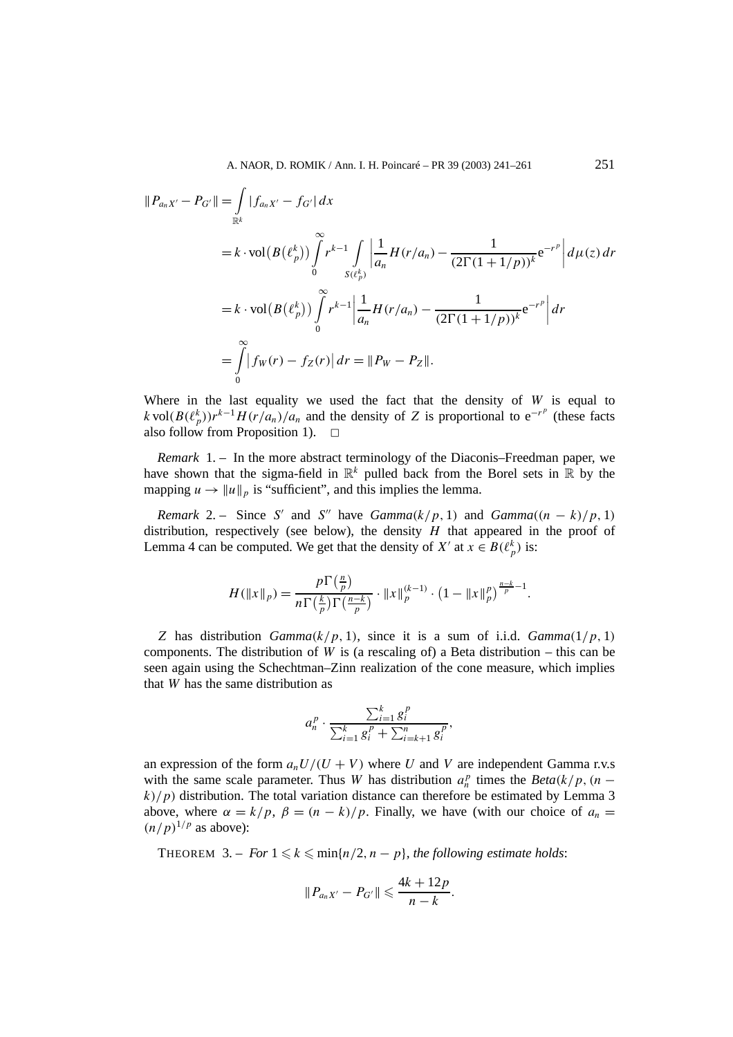$$
\begin{aligned}
\|P_{a_n X'} - P_{G'}\| &= \int_{\mathbb{R}^k} |f_{a_n X'} - f_{G'}|\,dx \\
&= k \cdot \mathrm{vol}\big(B\big(\ell_p^k\big)\big) \int_0^\infty r^{k-1} \int_{S(\ell_p^k)} \left| \frac{1}{a_n} H(r/a_n) - \frac{1}{(2\Gamma(1+1/p))^k} \mathrm{e}^{-r^p} \right| d\mu(z)\,dr \\
&= k \cdot \mathrm{vol}\big(B\big(\ell_p^k\big)\big) \int_0^\infty r^{k-1} \left| \frac{1}{a_n} H(r/a_n) - \frac{1}{(2\Gamma(1+1/p))^k} \mathrm{e}^{-r^p} \right| dr \\
&= \int_0^\infty \big| f_W(r) - f_Z(r) \big|\,dr = \|P_W - P_Z\|.
\end{aligned}
$$

Where in the last equality we used the fact that the density of $W$ is equal to $k\,\mathrm{vol}(B(\ell_p^k)) r^{k-1} H(r/a_n)/a_n$ and the density of $Z$ is proportional to $\mathrm{e}^{-r^p}$ (these facts also follow from Proposition 1). $\square$

*Remark* 1. – In the more abstract terminology of the Diaconis–Freedman paper, we have shown that the sigma-field in $\mathbb{R}^k$ pulled back from the Borel sets in $\mathbb{R}$ by the mapping $u \to \|u\|_p$ is "sufficient", and this implies the lemma.

*Remark* 2. – Since $S'$ and $S''$ have $\mathit{Gamma}(k/p, 1)$ and $\mathit{Gamma}((n-k)/p, 1)$ distribution, respectively (see below), the density $H$ that appeared in the proof of Lemma 4 can be computed. We get that the density of $X'$ at $x \in B(\ell_p^k)$ is:

$$
H(\|x\|_p) = \frac{p\Gamma\big(\frac{n}{p}\big)}{n\Gamma\big(\frac{k}{p}\big)\Gamma\big(\frac{n-k}{p}\big)} \cdot \|x\|_p^{(k-1)} \cdot \big(1 - \|x\|_p^p\big)^{\frac{n-k}{p} - 1}.
$$

$Z$ has distribution $\mathit{Gamma}(k/p, 1)$, since it is a sum of i.i.d. $\mathit{Gamma}(1/p, 1)$ components. The distribution of $W$ is (a rescaling of) a Beta distribution – this can be seen again using the Schechtman–Zinn realization of the cone measure, which implies that $W$ has the same distribution as

$$
a_n^p \cdot \frac{\sum_{i=1}^k g_i^p}{\sum_{i=1}^k g_i^p + \sum_{i=k+1}^n g_i^p},
$$

an expression of the form $a_n U/(U+V)$ where $U$ and $V$ are independent Gamma r.v.s with the same scale parameter. Thus $W$ has distribution $a_n^p$ times the $\mathit{Beta}(k/p, (n-k)/p)$ distribution. The total variation distance can therefore be estimated by Lemma 3 above, where $\alpha = k/p$, $\beta = (n-k)/p$. Finally, we have (with our choice of $a_n = (n/p)^{1/p}$ as above):

THEOREM 3. – *For* $1 \leqslant k \leqslant \min\{n/2, n-p\}$, *the following estimate holds*:

$$
\|P_{a_n X'} - P_{G'}\| \leqslant \frac{4k + 12p}{n-k}.
$$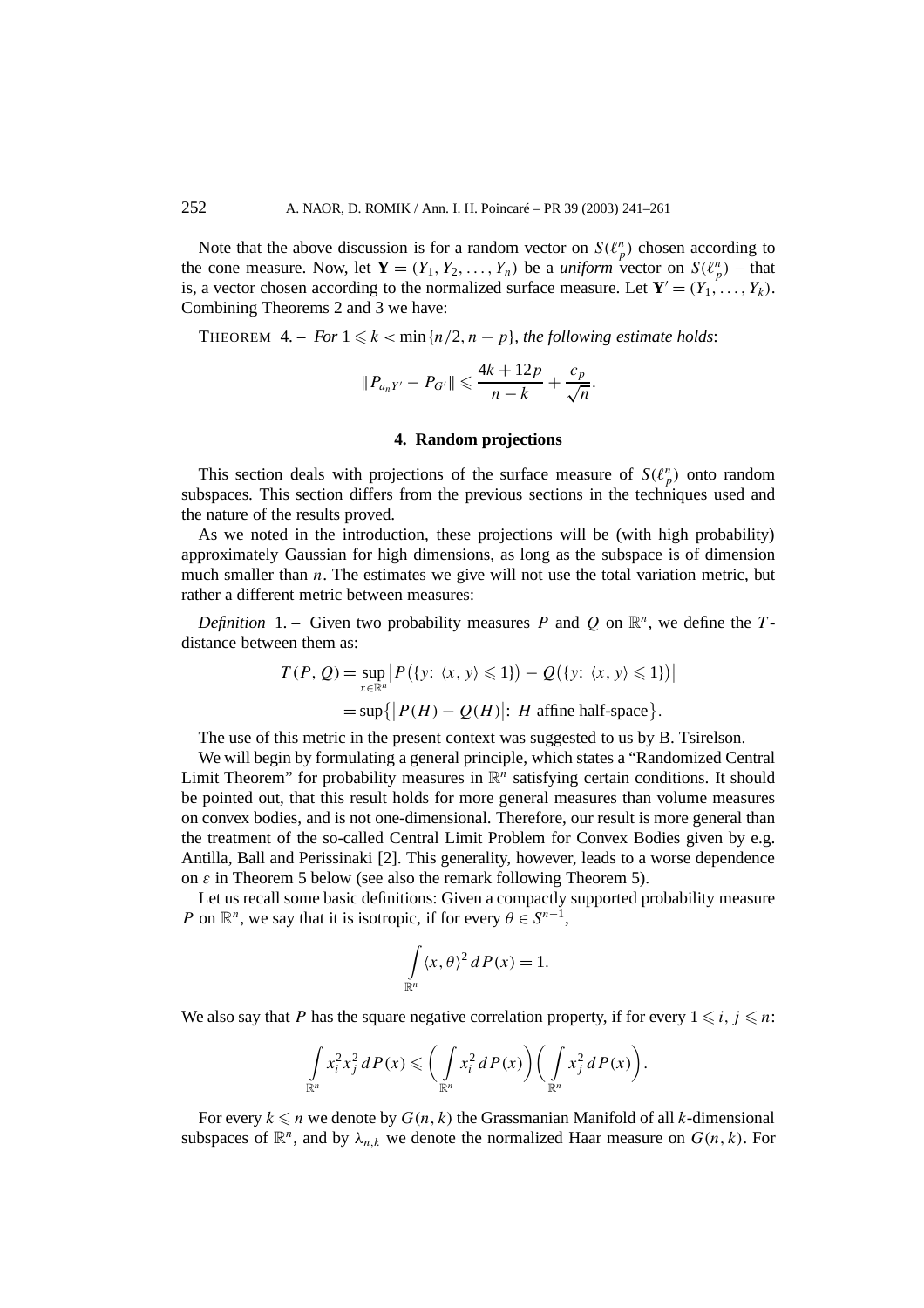Note that the above discussion is for a random vector on $S(\ell_p^n)$ chosen according to the cone measure. Now, let $\mathbf{Y} = (Y_1, Y_2, \ldots, Y_n)$ be a *uniform* vector on $S(\ell_p^n)$ – that is, a vector chosen according to the normalized surface measure. Let $\mathbf{Y}' = (Y_1, \ldots, Y_k)$. Combining Theorems 2 and 3 we have:

THEOREM 4. – *For $1 \leqslant k < \min\{n/2, n-p\}$, the following estimate holds*:

$$\|P_{a_n Y'} - P_{G'}\| \leqslant \frac{4k + 12p}{n-k} + \frac{c_p}{\sqrt{n}}.$$

## 4. Random projections

This section deals with projections of the surface measure of $S(\ell_p^n)$ onto random subspaces. This section differs from the previous sections in the techniques used and the nature of the results proved.

As we noted in the introduction, these projections will be (with high probability) approximately Gaussian for high dimensions, as long as the subspace is of dimension much smaller than $n$. The estimates we give will not use the total variation metric, but rather a different metric between measures:

*Definition* 1. – Given two probability measures $P$ and $Q$ on $\mathbb{R}^n$, we define the $T$-distance between them as:

$$\begin{aligned} T(P, Q) &= \sup_{x \in \mathbb{R}^n} \left| P\big(\{y\colon \langle x, y\rangle \leqslant 1\}\big) - Q\big(\{y\colon \langle x, y\rangle \leqslant 1\}\big)\right| \\ &= \sup\big\{\left|P(H) - Q(H)\right|\colon H \text{ affine half-space}\big\}. \end{aligned}$$

The use of this metric in the present context was suggested to us by B. Tsirelson.

We will begin by formulating a general principle, which states a "Randomized Central Limit Theorem" for probability measures in $\mathbb{R}^n$ satisfying certain conditions. It should be pointed out, that this result holds for more general measures than volume measures on convex bodies, and is not one-dimensional. Therefore, our result is more general than the treatment of the so-called Central Limit Problem for Convex Bodies given by e.g. Antilla, Ball and Perissinaki [2]. This generality, however, leads to a worse dependence on $\varepsilon$ in Theorem 5 below (see also the remark following Theorem 5).

Let us recall some basic definitions: Given a compactly supported probability measure $P$ on $\mathbb{R}^n$, we say that it is isotropic, if for every $\theta \in S^{n-1}$,

$$\int_{\mathbb{R}^n} \langle x, \theta\rangle^2 \, dP(x) = 1.$$

We also say that $P$ has the square negative correlation property, if for every $1 \leqslant i, j \leqslant n$:

$$\int_{\mathbb{R}^n} x_i^2 x_j^2 \, dP(x) \leqslant \left(\int_{\mathbb{R}^n} x_i^2 \, dP(x)\right)\left(\int_{\mathbb{R}^n} x_j^2 \, dP(x)\right).$$

For every $k \leqslant n$ we denote by $G(n, k)$ the Grassmanian Manifold of all $k$-dimensional subspaces of $\mathbb{R}^n$, and by $\lambda_{n,k}$ we denote the normalized Haar measure on $G(n, k)$. For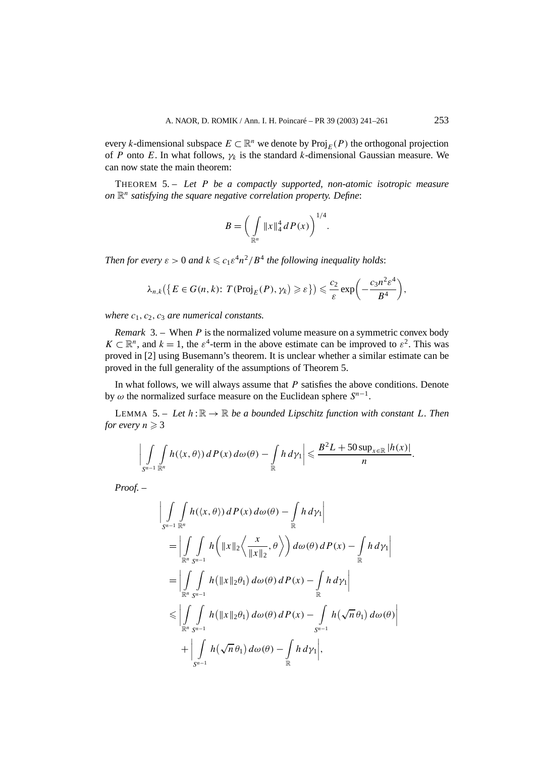every $k$-dimensional subspace $E \subset \mathbb{R}^n$ we denote by $\mathrm{Proj}_E(P)$ the orthogonal projection of $P$ onto $E$. In what follows, $\gamma_k$ is the standard $k$-dimensional Gaussian measure. We can now state the main theorem:

THEOREM 5. – *Let $P$ be a compactly supported, non-atomic isotropic measure on $\mathbb{R}^n$ satisfying the square negative correlation property. Define*:

$$B = \left( \int_{\mathbb{R}^n} \|x\|_4^4 \, dP(x) \right)^{1/4}.$$

*Then for every $\varepsilon > 0$ and $k \leqslant c_1 \varepsilon^4 n^2 / B^4$ the following inequality holds*:

$$\lambda_{n,k}\big(\big\{E \in G(n,k)\colon\, T\big(\mathrm{Proj}_E(P), \gamma_k\big) \geqslant \varepsilon\big\}\big) \leqslant \frac{c_2}{\varepsilon} \exp\left( -\frac{c_3 n^2 \varepsilon^4}{B^4} \right),$$

*where $c_1, c_2, c_3$ are numerical constants.*

*Remark* 3. – When $P$ is the normalized volume measure on a symmetric convex body $K \subset \mathbb{R}^n$, and $k = 1$, the $\varepsilon^4$-term in the above estimate can be improved to $\varepsilon^2$. This was proved in [2] using Busemann's theorem. It is unclear whether a similar estimate can be proved in the full generality of the assumptions of Theorem 5.

In what follows, we will always assume that $P$ satisfies the above conditions. Denote by $\omega$ the normalized surface measure on the Euclidean sphere $S^{n-1}$.

LEMMA 5. – *Let $h : \mathbb{R} \to \mathbb{R}$ be a bounded Lipschitz function with constant $L$. Then for every $n \geqslant 3$*

$$\left| \int_{S^{n-1}} \int_{\mathbb{R}^n} h(\langle x, \theta \rangle) \, dP(x) \, d\omega(\theta) - \int_{\mathbb{R}} h \, d\gamma_1 \right| \leqslant \frac{B^2 L + 50 \sup_{x \in \mathbb{R}} |h(x)|}{n}.$$

*Proof.* –

$$\begin{aligned}
&\left| \int_{S^{n-1}} \int_{\mathbb{R}^n} h(\langle x, \theta \rangle) \, dP(x) \, d\omega(\theta) - \int_{\mathbb{R}} h \, d\gamma_1 \right| \\
&\quad = \left| \int_{\mathbb{R}^n} \int_{S^{n-1}} h\left( \|x\|_2 \left\langle \frac{x}{\|x\|_2}, \theta \right\rangle \right) d\omega(\theta) \, dP(x) - \int_{\mathbb{R}} h \, d\gamma_1 \right| \\
&\quad = \left| \int_{\mathbb{R}^n} \int_{S^{n-1}} h\big(\|x\|_2 \theta_1\big) \, d\omega(\theta) \, dP(x) - \int_{\mathbb{R}} h \, d\gamma_1 \right| \\
&\quad \leqslant \left| \int_{\mathbb{R}^n} \int_{S^{n-1}} h\big(\|x\|_2 \theta_1\big) \, d\omega(\theta) \, dP(x) - \int_{S^{n-1}} h\big(\sqrt{n}\, \theta_1\big) \, d\omega(\theta) \right| \\
&\qquad + \left| \int_{S^{n-1}} h\big(\sqrt{n}\, \theta_1\big) \, d\omega(\theta) - \int_{\mathbb{R}} h \, d\gamma_1 \right|,
\end{aligned}$$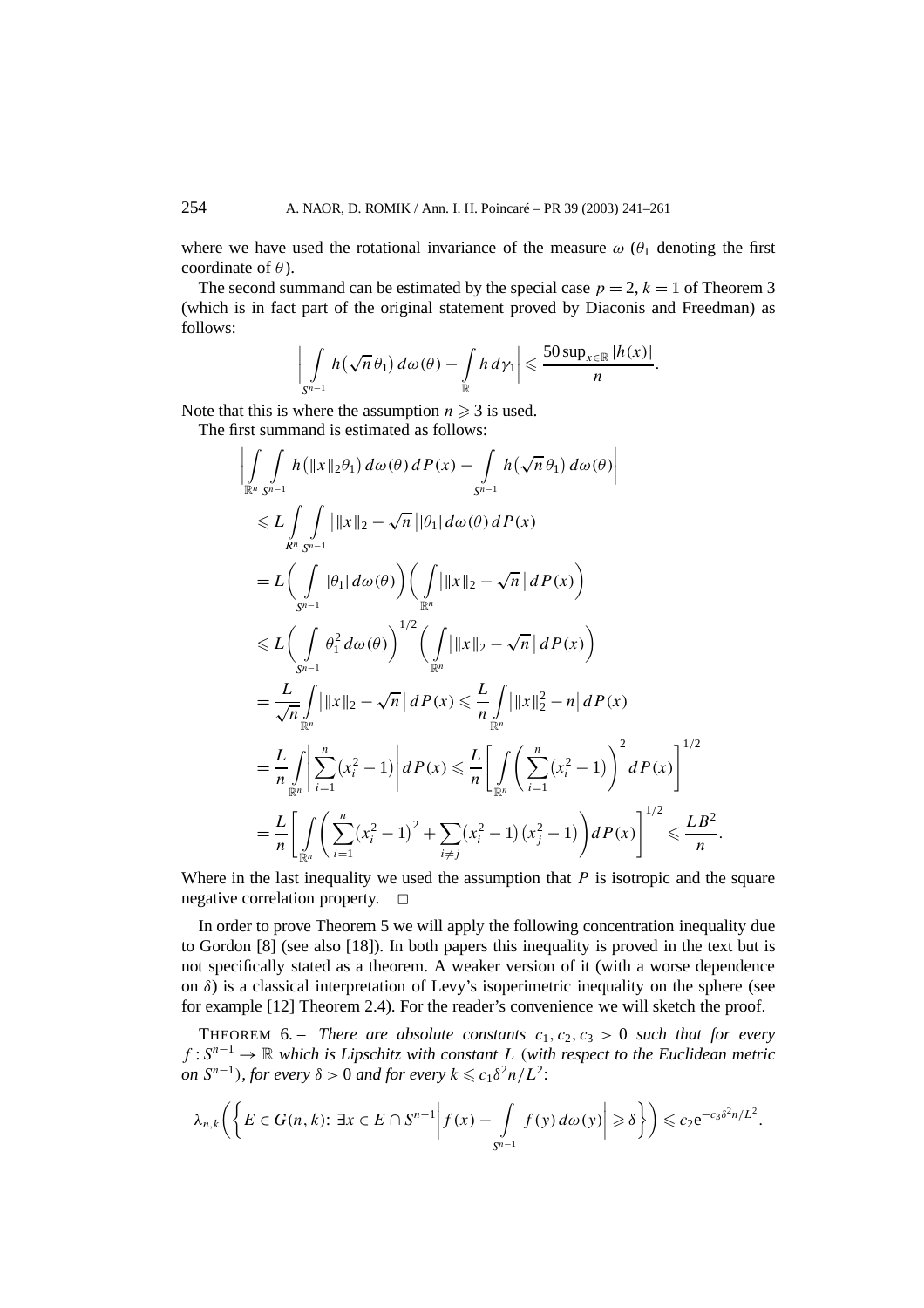where we have used the rotational invariance of the measure $\omega$ ($\theta_1$ denoting the first coordinate of $\theta$).

The second summand can be estimated by the special case $p = 2$, $k = 1$ of Theorem 3 (which is in fact part of the original statement proved by Diaconis and Freedman) as follows:

$$\left| \int_{S^{n-1}} h\big(\sqrt{n}\,\theta_1\big)\, d\omega(\theta) - \int_{\mathbb{R}} h\, d\gamma_1 \right| \leqslant \frac{50 \sup_{x\in\mathbb{R}} |h(x)|}{n}.$$

Note that this is where the assumption $n \geqslant 3$ is used.

The first summand is estimated as follows:

$$\begin{aligned}
&\left| \int_{\mathbb{R}^n} \int_{S^{n-1}} h\big(\|x\|_2\theta_1\big)\, d\omega(\theta)\, dP(x) - \int_{S^{n-1}} h\big(\sqrt{n}\,\theta_1\big)\, d\omega(\theta) \right| \\
&\quad \leqslant L \int_{R^n} \int_{S^{n-1}} \big| \|x\|_2 - \sqrt{n}\, \big| |\theta_1|\, d\omega(\theta)\, dP(x) \\
&\quad = L \left( \int_{S^{n-1}} |\theta_1|\, d\omega(\theta) \right) \left( \int_{\mathbb{R}^n} \big| \|x\|_2 - \sqrt{n}\, \big|\, dP(x) \right) \\
&\quad \leqslant L \left( \int_{S^{n-1}} \theta_1^2\, d\omega(\theta) \right)^{1/2} \left( \int_{\mathbb{R}^n} \big| \|x\|_2 - \sqrt{n}\, \big|\, dP(x) \right) \\
&\quad = \frac{L}{\sqrt{n}} \int_{\mathbb{R}^n} \big| \|x\|_2 - \sqrt{n}\, \big|\, dP(x) \leqslant \frac{L}{n} \int_{\mathbb{R}^n} \big| \|x\|_2^2 - n \big|\, dP(x) \\
&\quad = \frac{L}{n} \int_{\mathbb{R}^n} \left| \sum_{i=1}^n \big(x_i^2 - 1\big) \right| dP(x) \leqslant \frac{L}{n} \left[ \int_{\mathbb{R}^n} \left( \sum_{i=1}^n \big(x_i^2 - 1\big) \right)^2 dP(x) \right]^{1/2} \\
&\quad = \frac{L}{n} \left[ \int_{\mathbb{R}^n} \left( \sum_{i=1}^n \big(x_i^2 - 1\big)^2 + \sum_{i\neq j} \big(x_i^2 - 1\big)\big(x_j^2 - 1\big) \right) dP(x) \right]^{1/2} \leqslant \frac{LB^2}{n}.
\end{aligned}$$

Where in the last inequality we used the assumption that $P$ is isotropic and the square negative correlation property. □

In order to prove Theorem 5 we will apply the following concentration inequality due to Gordon [8] (see also [18]). In both papers this inequality is proved in the text but is not specifically stated as a theorem. A weaker version of it (with a worse dependence on $\delta$) is a classical interpretation of Levy's isoperimetric inequality on the sphere (see for example [12] Theorem 2.4). For the reader's convenience we will sketch the proof.

THEOREM 6. – *There are absolute constants $c_1, c_2, c_3 > 0$ such that for every $f : S^{n-1} \to \mathbb{R}$ which is Lipschitz with constant $L$ (with respect to the Euclidean metric on $S^{n-1}$), for every $\delta > 0$ and for every $k \leqslant c_1\delta^2 n/L^2$:*

$$\lambda_{n,k}\left( \left\{ E \in G(n,k):\ \exists x \in E \cap S^{n-1} \left| f(x) - \int_{S^{n-1}} f(y)\, d\omega(y) \right| \geqslant \delta \right\} \right) \leqslant c_2 \mathrm{e}^{-c_3\delta^2 n/L^2}.$$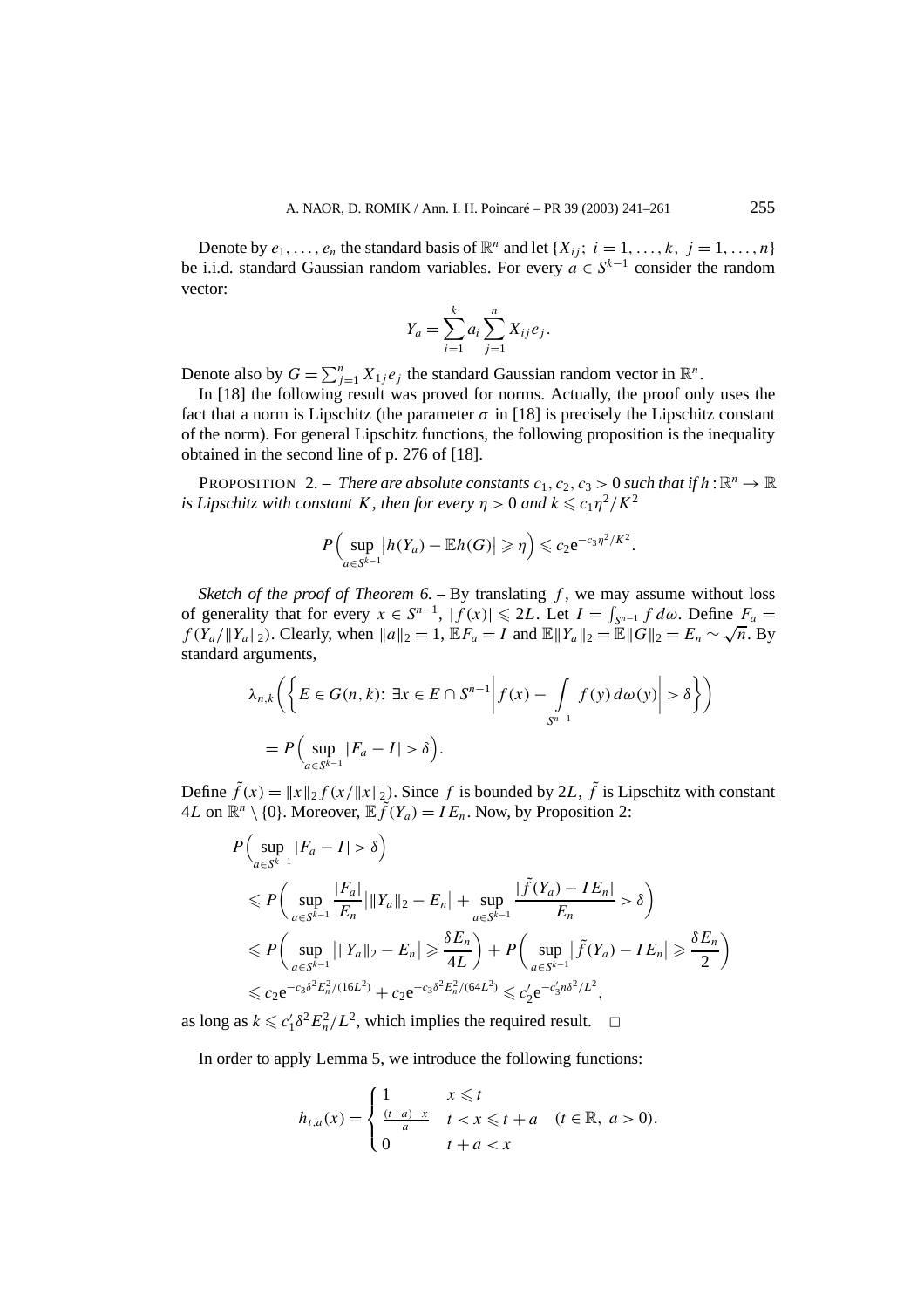Denote by $e_1, \dots, e_n$ the standard basis of $\mathbb{R}^n$ and let $\{X_{ij};\ i=1,\dots,k,\ j=1,\dots,n\}$ be i.i.d. standard Gaussian random variables. For every $a \in S^{k-1}$ consider the random vector:

$$Y_a = \sum_{i=1}^{k} a_i \sum_{j=1}^{n} X_{ij} e_j.$$

Denote also by $G = \sum_{j=1}^{n} X_{1j} e_j$ the standard Gaussian random vector in $\mathbb{R}^n$.

In [18] the following result was proved for norms. Actually, the proof only uses the fact that a norm is Lipschitz (the parameter $\sigma$ in [18] is precisely the Lipschitz constant of the norm). For general Lipschitz functions, the following proposition is the inequality obtained in the second line of p. 276 of [18].

PROPOSITION 2. – *There are absolute constants $c_1, c_2, c_3 > 0$ such that if $h : \mathbb{R}^n \to \mathbb{R}$ is Lipschitz with constant $K$, then for every $\eta > 0$ and $k \leqslant c_1 \eta^2 / K^2$*

$$P\Big(\sup_{a \in S^{k-1}} \big|h(Y_a) - \mathbb{E}h(G)\big| \geqslant \eta\Big) \leqslant c_2 \mathrm{e}^{-c_3 \eta^2/K^2}.$$

*Sketch of the proof of Theorem 6.* – By translating $f$, we may assume without loss of generality that for every $x \in S^{n-1}$, $|f(x)| \leqslant 2L$. Let $I = \int_{S^{n-1}} f \, d\omega$. Define $F_a = f(Y_a / \|Y_a\|_2)$. Clearly, when $\|a\|_2 = 1$, $\mathbb{E}F_a = I$ and $\mathbb{E}\|Y_a\|_2 = \mathbb{E}\|G\|_2 = E_n \sim \sqrt{n}$. By standard arguments,

$$\begin{aligned}
&\lambda_{n,k}\bigg(\bigg\{E \in G(n,k) \colon \exists x \in E \cap S^{n-1} \bigg| f(x) - \int_{S^{n-1}} f(y)\, d\omega(y)\bigg| > \delta\bigg\}\bigg) \\
&\quad = P\Big(\sup_{a \in S^{k-1}} |F_a - I| > \delta\Big).
\end{aligned}$$

Define $\tilde{f}(x) = \|x\|_2 f(x/\|x\|_2)$. Since $f$ is bounded by $2L$, $\tilde{f}$ is Lipschitz with constant $4L$ on $\mathbb{R}^n \setminus \{0\}$. Moreover, $\mathbb{E}\tilde{f}(Y_a) = I E_n$. Now, by Proposition 2:

$$\begin{aligned}
&P\Big(\sup_{a \in S^{k-1}} |F_a - I| > \delta\Big) \\
&\quad \leqslant P\bigg(\sup_{a \in S^{k-1}} \frac{|F_a|}{E_n} \big|\|Y_a\|_2 - E_n\big| + \sup_{a \in S^{k-1}} \frac{|\tilde{f}(Y_a) - I E_n|}{E_n} > \delta\bigg) \\
&\quad \leqslant P\bigg(\sup_{a \in S^{k-1}} \big|\|Y_a\|_2 - E_n\big| \geqslant \frac{\delta E_n}{4L}\bigg) + P\bigg(\sup_{a \in S^{k-1}} \big|\tilde{f}(Y_a) - I E_n\big| \geqslant \frac{\delta E_n}{2}\bigg) \\
&\quad \leqslant c_2 \mathrm{e}^{-c_3 \delta^2 E_n^2/(16L^2)} + c_2 \mathrm{e}^{-c_3 \delta^2 E_n^2/(64L^2)} \leqslant c_2' \mathrm{e}^{-c_3' n \delta^2/L^2},
\end{aligned}$$

as long as $k \leqslant c_1' \delta^2 E_n^2 / L^2$, which implies the required result. $\square$

In order to apply Lemma 5, we introduce the following functions:

$$h_{t,a}(x) = \begin{cases} 1 & x \leqslant t \\ \frac{(t+a)-x}{a} & t < x \leqslant t+a \\ 0 & t+a < x \end{cases} \quad (t \in \mathbb{R},\ a > 0).$$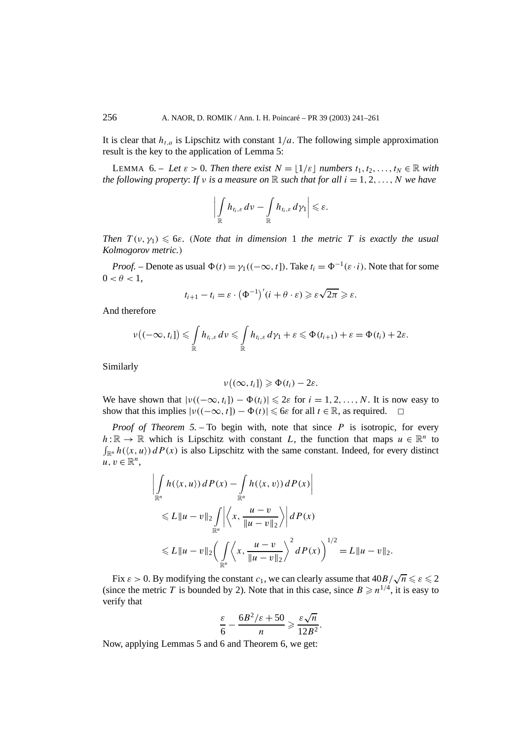It is clear that $h_{t,a}$ is Lipschitz with constant $1/a$. The following simple approximation result is the key to the application of Lemma 5:

LEMMA 6. – *Let $\varepsilon > 0$. Then there exist $N = \lfloor 1/\varepsilon \rfloor$ numbers $t_1, t_2, \ldots, t_N \in \mathbb{R}$ with the following property: If $\nu$ is a measure on $\mathbb{R}$ such that for all $i = 1, 2, \ldots, N$ we have*

$$\left| \int_{\mathbb{R}} h_{t_i,\varepsilon}\, d\nu - \int_{\mathbb{R}} h_{t_i,\varepsilon}\, d\gamma_1 \right| \leqslant \varepsilon.$$

*Then $T(\nu, \gamma_1) \leqslant 6\varepsilon$. (Note that in dimension 1 the metric $T$ is exactly the usual Kolmogorov metric.)*

*Proof.* – Denote as usual $\Phi(t) = \gamma_1((-\infty, t])$. Take $t_i = \Phi^{-1}(\varepsilon \cdot i)$. Note that for some $0 < \theta < 1$,

$$t_{i+1} - t_i = \varepsilon \cdot \left(\Phi^{-1}\right)'(i + \theta \cdot \varepsilon) \geqslant \varepsilon\sqrt{2\pi} \geqslant \varepsilon.$$

And therefore

$$\nu\big((-\infty, t_i]\big) \leqslant \int_{\mathbb{R}} h_{t_i,\varepsilon}\, d\nu \leqslant \int_{\mathbb{R}} h_{t_i,\varepsilon}\, d\gamma_1 + \varepsilon \leqslant \Phi(t_{i+1}) + \varepsilon = \Phi(t_i) + 2\varepsilon.$$

Similarly

$$\nu\big((\infty, t_i]\big) \geqslant \Phi(t_i) - 2\varepsilon.$$

We have shown that $|\nu((-\infty, t_i]) - \Phi(t_i)| \leqslant 2\varepsilon$ for $i = 1, 2, \ldots, N$. It is now easy to show that this implies $|\nu((-\infty, t]) - \Phi(t)| \leqslant 6\varepsilon$ for all $t \in \mathbb{R}$, as required. $\square$

*Proof of Theorem 5.* – To begin with, note that since $P$ is isotropic, for every $h : \mathbb{R} \to \mathbb{R}$ which is Lipschitz with constant $L$, the function that maps $u \in \mathbb{R}^n$ to $\int_{\mathbb{R}^n} h(\langle x, u\rangle)\, dP(x)$ is also Lipschitz with the same constant. Indeed, for every distinct $u, v \in \mathbb{R}^n$,

$$\begin{aligned}
&\left| \int_{\mathbb{R}^n} h(\langle x, u\rangle)\, dP(x) - \int_{\mathbb{R}^n} h(\langle x, v\rangle)\, dP(x) \right| \\
&\quad \leqslant L\|u - v\|_2 \int_{\mathbb{R}^n} \left| \left\langle x, \frac{u - v}{\|u - v\|_2} \right\rangle \right| dP(x) \\
&\quad \leqslant L\|u - v\|_2 \left( \int_{\mathbb{R}^n} \left\langle x, \frac{u - v}{\|u - v\|_2} \right\rangle^2 dP(x) \right)^{1/2} = L\|u - v\|_2.
\end{aligned}$$

Fix $\varepsilon > 0$. By modifying the constant $c_1$, we can clearly assume that $40B/\sqrt{n} \leqslant \varepsilon \leqslant 2$ (since the metric $T$ is bounded by 2). Note that in this case, since $B \geqslant n^{1/4}$, it is easy to verify that

$$\frac{\varepsilon}{6} - \frac{6B^2/\varepsilon + 50}{n} \geqslant \frac{\varepsilon\sqrt{n}}{12B^2}.$$

Now, applying Lemmas 5 and 6 and Theorem 6, we get: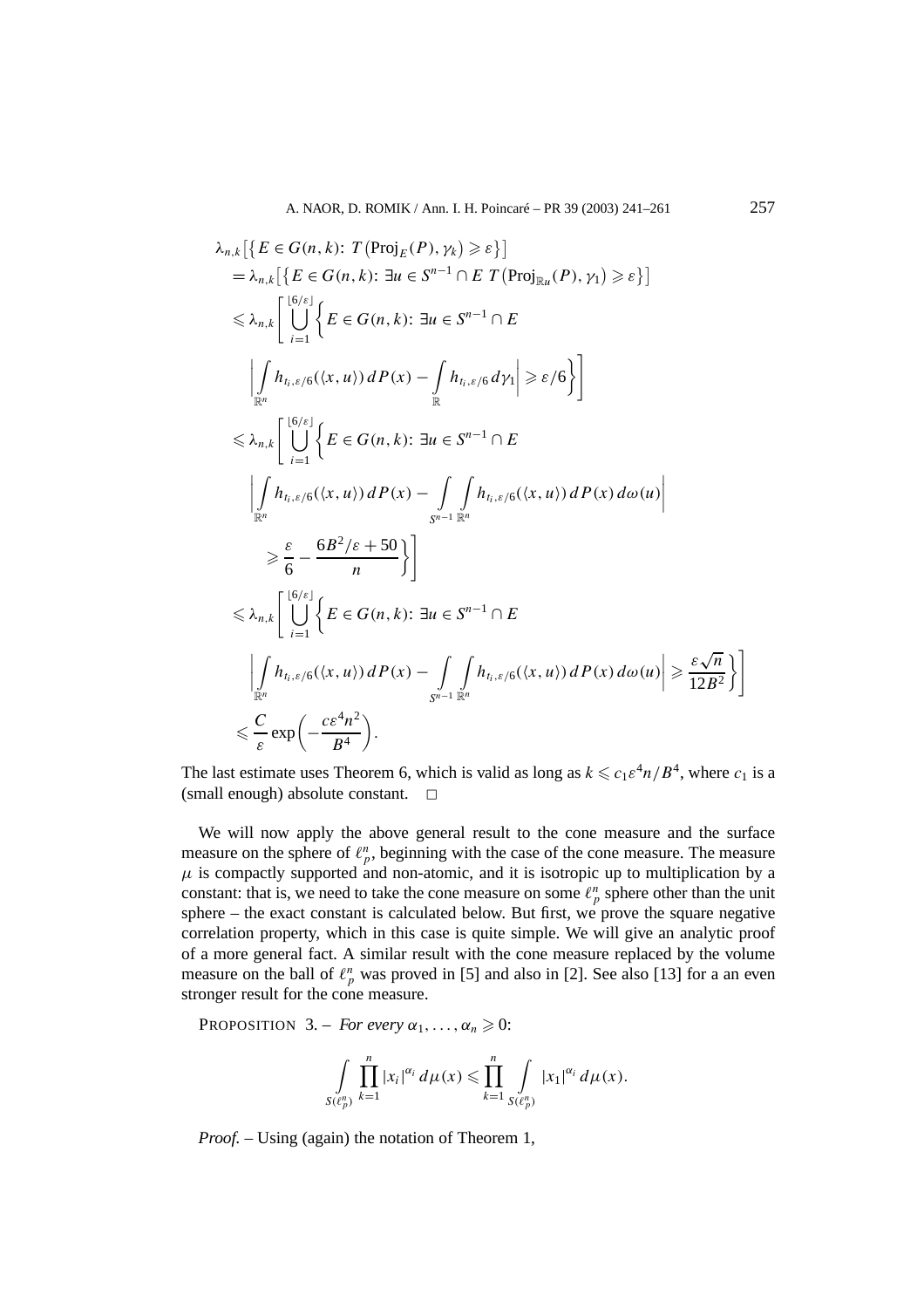$$
\begin{aligned}
&\lambda_{n,k}\big[\big\{E \in G(n,k)\colon\ T\big(\mathrm{Proj}_E(P), \gamma_k\big) \geqslant \varepsilon\big\}\big] \\
&= \lambda_{n,k}\big[\big\{E \in G(n,k)\colon\ \exists u \in S^{n-1} \cap E\ T\big(\mathrm{Proj}_{\mathbb{R}u}(P), \gamma_1\big) \geqslant \varepsilon\big\}\big] \\
&\leqslant \lambda_{n,k}\Bigg[\bigcup_{i=1}^{\lfloor 6/\varepsilon \rfloor}\bigg\{E \in G(n,k)\colon\ \exists u \in S^{n-1} \cap E \\
&\qquad \bigg|\int_{\mathbb{R}^n} h_{t_i,\varepsilon/6}(\langle x,u\rangle)\,dP(x) - \int_{\mathbb{R}} h_{t_i,\varepsilon/6}\,d\gamma_1\bigg| \geqslant \varepsilon/6\bigg\}\Bigg] \\
&\leqslant \lambda_{n,k}\Bigg[\bigcup_{i=1}^{\lfloor 6/\varepsilon \rfloor}\bigg\{E \in G(n,k)\colon\ \exists u \in S^{n-1} \cap E \\
&\qquad \bigg|\int_{\mathbb{R}^n} h_{t_i,\varepsilon/6}(\langle x,u\rangle)\,dP(x) - \int_{S^{n-1}}\int_{\mathbb{R}^n} h_{t_i,\varepsilon/6}(\langle x,u\rangle)\,dP(x)\,d\omega(u)\bigg| \\
&\qquad\qquad \geqslant \frac{\varepsilon}{6} - \frac{6B^2/\varepsilon + 50}{n}\bigg\}\Bigg] \\
&\leqslant \lambda_{n,k}\Bigg[\bigcup_{i=1}^{\lfloor 6/\varepsilon \rfloor}\bigg\{E \in G(n,k)\colon\ \exists u \in S^{n-1} \cap E \\
&\qquad \bigg|\int_{\mathbb{R}^n} h_{t_i,\varepsilon/6}(\langle x,u\rangle)\,dP(x) - \int_{S^{n-1}}\int_{\mathbb{R}^n} h_{t_i,\varepsilon/6}(\langle x,u\rangle)\,dP(x)\,d\omega(u)\bigg| \geqslant \frac{\varepsilon\sqrt{n}}{12B^2}\bigg\}\Bigg] \\
&\leqslant \frac{C}{\varepsilon}\exp\bigg(-\frac{c\varepsilon^4 n^2}{B^4}\bigg).
\end{aligned}
$$

The last estimate uses Theorem 6, which is valid as long as $k \leqslant c_1\varepsilon^4 n/B^4$, where $c_1$ is a (small enough) absolute constant. □

We will now apply the above general result to the cone measure and the surface measure on the sphere of $\ell_p^n$, beginning with the case of the cone measure. The measure $\mu$ is compactly supported and non-atomic, and it is isotropic up to multiplication by a constant: that is, we need to take the cone measure on some $\ell_p^n$ sphere other than the unit sphere – the exact constant is calculated below. But first, we prove the square negative correlation property, which in this case is quite simple. We will give an analytic proof of a more general fact. A similar result with the cone measure replaced by the volume measure on the ball of $\ell_p^n$ was proved in [5] and also in [2]. See also [13] for a an even stronger result for the cone measure.

PROPOSITION 3. – *For every* $\alpha_1, \ldots, \alpha_n \geqslant 0$:

$$
\int_{S(\ell_p^n)} \prod_{k=1}^{n} |x_i|^{\alpha_i}\,d\mu(x) \leqslant \prod_{k=1}^{n} \int_{S(\ell_p^n)} |x_1|^{\alpha_i}\,d\mu(x).
$$

*Proof.* – Using (again) the notation of Theorem 1,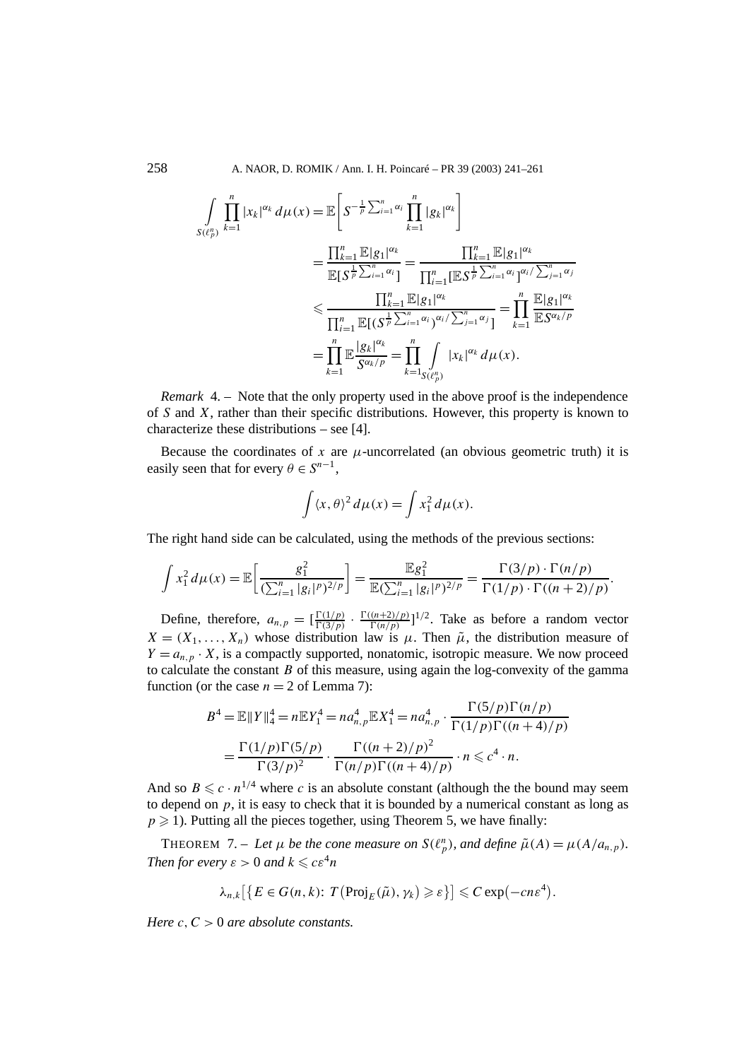$$
\begin{aligned}
\int_{S(\ell_p^n)} \prod_{k=1}^n |x_k|^{\alpha_k}\, d\mu(x) &= \mathbb{E}\left[ S^{-\frac{1}{p}\sum_{i=1}^n \alpha_i} \prod_{k=1}^n |g_k|^{\alpha_k} \right] \\
&= \frac{\prod_{k=1}^n \mathbb{E}|g_1|^{\alpha_k}}{\mathbb{E}[S^{\frac{1}{p}\sum_{i=1}^n \alpha_i}]} = \frac{\prod_{k=1}^n \mathbb{E}|g_1|^{\alpha_k}}{\prod_{i=1}^n [\mathbb{E} S^{\frac{1}{p}\sum_{i=1}^n \alpha_i}]^{\alpha_i/\sum_{j=1}^n \alpha_j}} \\
&\leqslant \frac{\prod_{k=1}^n \mathbb{E}|g_1|^{\alpha_k}}{\prod_{i=1}^n \mathbb{E}[(S^{\frac{1}{p}\sum_{i=1}^n \alpha_i})^{\alpha_i/\sum_{j=1}^n \alpha_j}]} = \prod_{k=1}^n \frac{\mathbb{E}|g_1|^{\alpha_k}}{\mathbb{E} S^{\alpha_k/p}} \\
&= \prod_{k=1}^n \mathbb{E}\frac{|g_k|^{\alpha_k}}{S^{\alpha_k/p}} = \prod_{k=1}^n \int_{S(\ell_p^n)} |x_k|^{\alpha_k}\, d\mu(x).
\end{aligned}
$$

*Remark* 4. – Note that the only property used in the above proof is the independence of $S$ and $X$, rather than their specific distributions. However, this property is known to characterize these distributions – see [4].

Because the coordinates of $x$ are $\mu$-uncorrelated (an obvious geometric truth) it is easily seen that for every $\theta \in S^{n-1}$,

$$
\int \langle x, \theta \rangle^2\, d\mu(x) = \int x_1^2\, d\mu(x).
$$

The right hand side can be calculated, using the methods of the previous sections:

$$
\int x_1^2\, d\mu(x) = \mathbb{E}\left[ \frac{g_1^2}{(\sum_{i=1}^n |g_i|^p)^{2/p}} \right] = \frac{\mathbb{E} g_1^2}{\mathbb{E}(\sum_{i=1}^n |g_i|^p)^{2/p}} = \frac{\Gamma(3/p)\cdot\Gamma(n/p)}{\Gamma(1/p)\cdot\Gamma((n+2)/p)}.
$$

Define, therefore, $a_{n,p} = [\frac{\Gamma(1/p)}{\Gamma(3/p)} \cdot \frac{\Gamma((n+2)/p)}{\Gamma(n/p)}]^{1/2}$. Take as before a random vector $X = (X_1, \ldots, X_n)$ whose distribution law is $\mu$. Then $\tilde{\mu}$, the distribution measure of $Y = a_{n,p} \cdot X$, is a compactly supported, nonatomic, isotropic measure. We now proceed to calculate the constant $B$ of this measure, using again the log-convexity of the gamma function (or the case $n = 2$ of Lemma 7):

$$
\begin{aligned}
B^4 = \mathbb{E}\|Y\|_4^4 = n\mathbb{E} Y_1^4 = n a_{n,p}^4 \mathbb{E} X_1^4 = n a_{n,p}^4 \cdot \frac{\Gamma(5/p)\Gamma(n/p)}{\Gamma(1/p)\Gamma((n+4)/p)} \\
= \frac{\Gamma(1/p)\Gamma(5/p)}{\Gamma(3/p)^2} \cdot \frac{\Gamma((n+2)/p)^2}{\Gamma(n/p)\Gamma((n+4)/p)} \cdot n \leqslant c^4 \cdot n.
\end{aligned}
$$

And so $B \leqslant c \cdot n^{1/4}$ where $c$ is an absolute constant (although the the bound may seem to depend on $p$, it is easy to check that it is bounded by a numerical constant as long as $p \geqslant 1$). Putting all the pieces together, using Theorem 5, we have finally:

THEOREM 7. – *Let $\mu$ be the cone measure on $S(\ell_p^n)$, and define $\tilde{\mu}(A) = \mu(A/a_{n,p})$. Then for every $\varepsilon > 0$ and $k \leqslant c\varepsilon^4 n$*

$$
\lambda_{n,k}\big[\big\{E \in G(n,k) \colon T\big(\mathrm{Proj}_E(\tilde{\mu}), \gamma_k\big) \geqslant \varepsilon\big\}\big] \leqslant C \exp\big(-cn\varepsilon^4\big).
$$

*Here $c, C > 0$ are absolute constants.*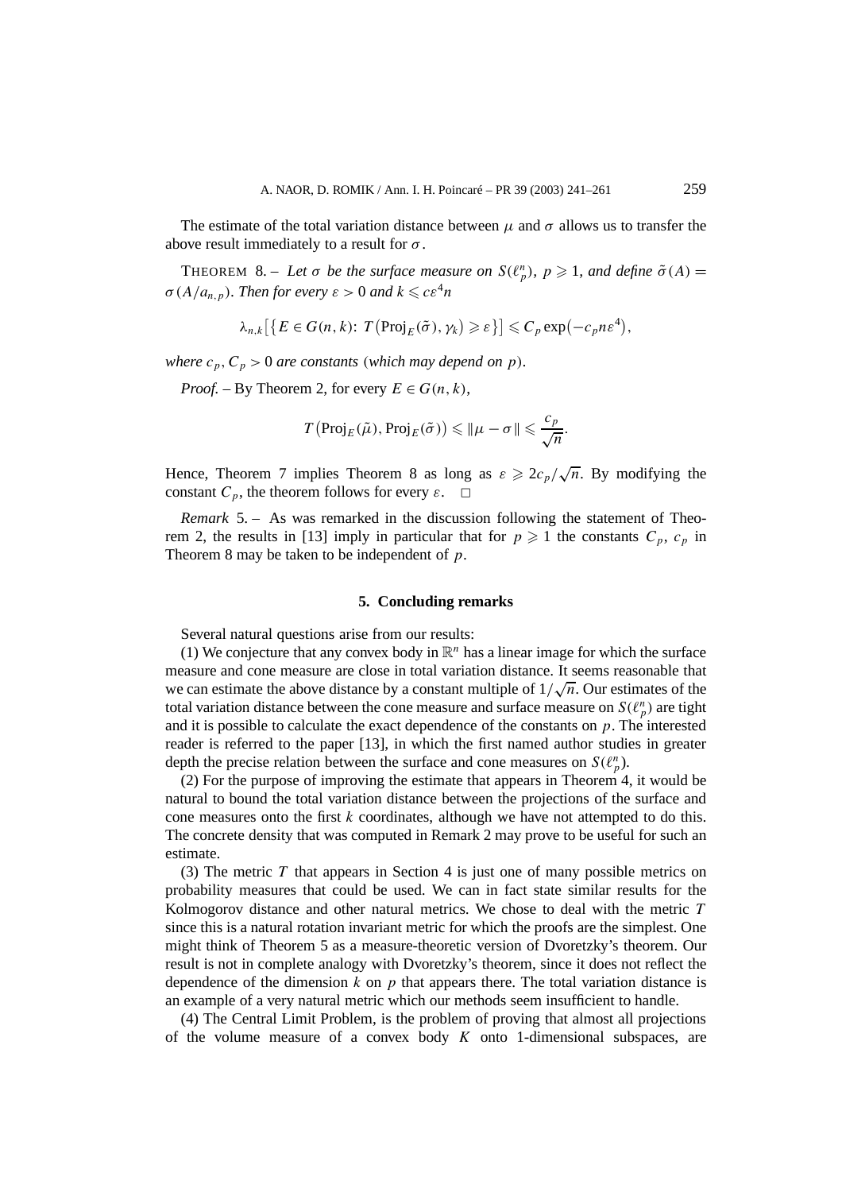The estimate of the total variation distance between $\mu$ and $\sigma$ allows us to transfer the above result immediately to a result for $\sigma$.

THEOREM 8. – *Let $\sigma$ be the surface measure on $S(\ell_p^n)$, $p \geqslant 1$, and define $\tilde{\sigma}(A) = \sigma(A/a_{n,p})$. Then for every $\varepsilon > 0$ and $k \leqslant c\varepsilon^4 n$*

$$\lambda_{n,k}\big[\big\{E \in G(n,k)\colon\, T\big(\mathrm{Proj}_E(\tilde{\sigma}), \gamma_k\big) \geqslant \varepsilon\big\}\big] \leqslant C_p \exp\big(-c_p n \varepsilon^4\big),$$

*where $c_p, C_p > 0$ are constants* (*which may depend on $p$*).

*Proof.* – By Theorem 2, for every $E \in G(n,k)$,

$$T\big(\mathrm{Proj}_E(\tilde{\mu}), \mathrm{Proj}_E(\tilde{\sigma})\big) \leqslant \|\mu - \sigma\| \leqslant \frac{c_p}{\sqrt{n}}.$$

Hence, Theorem 7 implies Theorem 8 as long as $\varepsilon \geqslant 2c_p/\sqrt{n}$. By modifying the constant $C_p$, the theorem follows for every $\varepsilon$. $\square$

*Remark* 5. – As was remarked in the discussion following the statement of Theorem 2, the results in [13] imply in particular that for $p \geqslant 1$ the constants $C_p$, $c_p$ in Theorem 8 may be taken to be independent of $p$.

## 5. Concluding remarks

Several natural questions arise from our results:

(1) We conjecture that any convex body in $\mathbb{R}^n$ has a linear image for which the surface measure and cone measure are close in total variation distance. It seems reasonable that we can estimate the above distance by a constant multiple of $1/\sqrt{n}$. Our estimates of the total variation distance between the cone measure and surface measure on $S(\ell_p^n)$ are tight and it is possible to calculate the exact dependence of the constants on $p$. The interested reader is referred to the paper [13], in which the first named author studies in greater depth the precise relation between the surface and cone measures on $S(\ell_p^n)$.

(2) For the purpose of improving the estimate that appears in Theorem 4, it would be natural to bound the total variation distance between the projections of the surface and cone measures onto the first $k$ coordinates, although we have not attempted to do this. The concrete density that was computed in Remark 2 may prove to be useful for such an estimate.

(3) The metric $T$ that appears in Section 4 is just one of many possible metrics on probability measures that could be used. We can in fact state similar results for the Kolmogorov distance and other natural metrics. We chose to deal with the metric $T$ since this is a natural rotation invariant metric for which the proofs are the simplest. One might think of Theorem 5 as a measure-theoretic version of Dvoretzky's theorem. Our result is not in complete analogy with Dvoretzky's theorem, since it does not reflect the dependence of the dimension $k$ on $p$ that appears there. The total variation distance is an example of a very natural metric which our methods seem insufficient to handle.

(4) The Central Limit Problem, is the problem of proving that almost all projections of the volume measure of a convex body $K$ onto 1-dimensional subspaces, are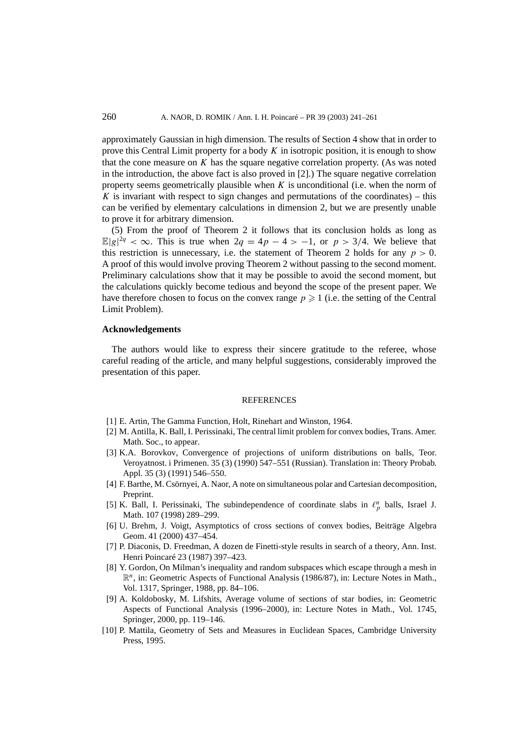approximately Gaussian in high dimension. The results of Section 4 show that in order to prove this Central Limit property for a body $K$ in isotropic position, it is enough to show that the cone measure on $K$ has the square negative correlation property. (As was noted in the introduction, the above fact is also proved in [2].) The square negative correlation property seems geometrically plausible when $K$ is unconditional (i.e. when the norm of $K$ is invariant with respect to sign changes and permutations of the coordinates) – this can be verified by elementary calculations in dimension 2, but we are presently unable to prove it for arbitrary dimension.

(5) From the proof of Theorem 2 it follows that its conclusion holds as long as $\mathbb{E}|g|^{2q} < \infty$. This is true when $2q = 4p - 4 > -1$, or $p > 3/4$. We believe that this restriction is unnecessary, i.e. the statement of Theorem 2 holds for any $p > 0$. A proof of this would involve proving Theorem 2 without passing to the second moment. Preliminary calculations show that it may be possible to avoid the second moment, but the calculations quickly become tedious and beyond the scope of the present paper. We have therefore chosen to focus on the convex range $p \geqslant 1$ (i.e. the setting of the Central Limit Problem).

## Acknowledgements

The authors would like to express their sincere gratitude to the referee, whose careful reading of the article, and many helpful suggestions, considerably improved the presentation of this paper.

## REFERENCES

[1] E. Artin, The Gamma Function, Holt, Rinehart and Winston, 1964.

[2] M. Antilla, K. Ball, I. Perissinaki, The central limit problem for convex bodies, Trans. Amer. Math. Soc., to appear.

[3] K.A. Borovkov, Convergence of projections of uniform distributions on balls, Teor. Veroyatnost. i Primenen. 35 (3) (1990) 547–551 (Russian). Translation in: Theory Probab. Appl. 35 (3) (1991) 546–550.

[4] F. Barthe, M. Csörnyei, A. Naor, A note on simultaneous polar and Cartesian decomposition, Preprint.

[5] K. Ball, I. Perissinaki, The subindependence of coordinate slabs in $\ell_p^n$ balls, Israel J. Math. 107 (1998) 289–299.

[6] U. Brehm, J. Voigt, Asymptotics of cross sections of convex bodies, Beiträge Algebra Geom. 41 (2000) 437–454.

[7] P. Diaconis, D. Freedman, A dozen de Finetti-style results in search of a theory, Ann. Inst. Henri Poincaré 23 (1987) 397–423.

[8] Y. Gordon, On Milman's inequality and random subspaces which escape through a mesh in $\mathbb{R}^n$, in: Geometric Aspects of Functional Analysis (1986/87), in: Lecture Notes in Math., Vol. 1317, Springer, 1988, pp. 84–106.

[9] A. Koldobosky, M. Lifshits, Average volume of sections of star bodies, in: Geometric Aspects of Functional Analysis (1996–2000), in: Lecture Notes in Math., Vol. 1745, Springer, 2000, pp. 119–146.

[10] P. Mattila, Geometry of Sets and Measures in Euclidean Spaces, Cambridge University Press, 1995.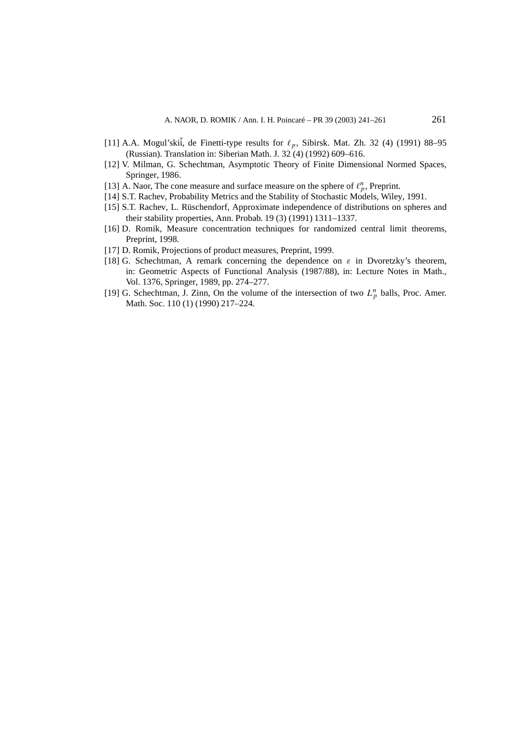[11] A.A. Mogul'skiĭ, de Finetti-type results for $\ell_p$, Sibirsk. Mat. Zh. 32 (4) (1991) 88–95 (Russian). Translation in: Siberian Math. J. 32 (4) (1992) 609–616.

[12] V. Milman, G. Schechtman, Asymptotic Theory of Finite Dimensional Normed Spaces, Springer, 1986.

[13] A. Naor, The cone measure and surface measure on the sphere of $\ell_p^n$, Preprint.

[14] S.T. Rachev, Probability Metrics and the Stability of Stochastic Models, Wiley, 1991.

[15] S.T. Rachev, L. Rüschendorf, Approximate independence of distributions on spheres and their stability properties, Ann. Probab. 19 (3) (1991) 1311–1337.

[16] D. Romik, Measure concentration techniques for randomized central limit theorems, Preprint, 1998.

[17] D. Romik, Projections of product measures, Preprint, 1999.

[18] G. Schechtman, A remark concerning the dependence on $\varepsilon$ in Dvoretzky's theorem, in: Geometric Aspects of Functional Analysis (1987/88), in: Lecture Notes in Math., Vol. 1376, Springer, 1989, pp. 274–277.

[19] G. Schechtman, J. Zinn, On the volume of the intersection of two $L_p^n$ balls, Proc. Amer. Math. Soc. 110 (1) (1990) 217–224.